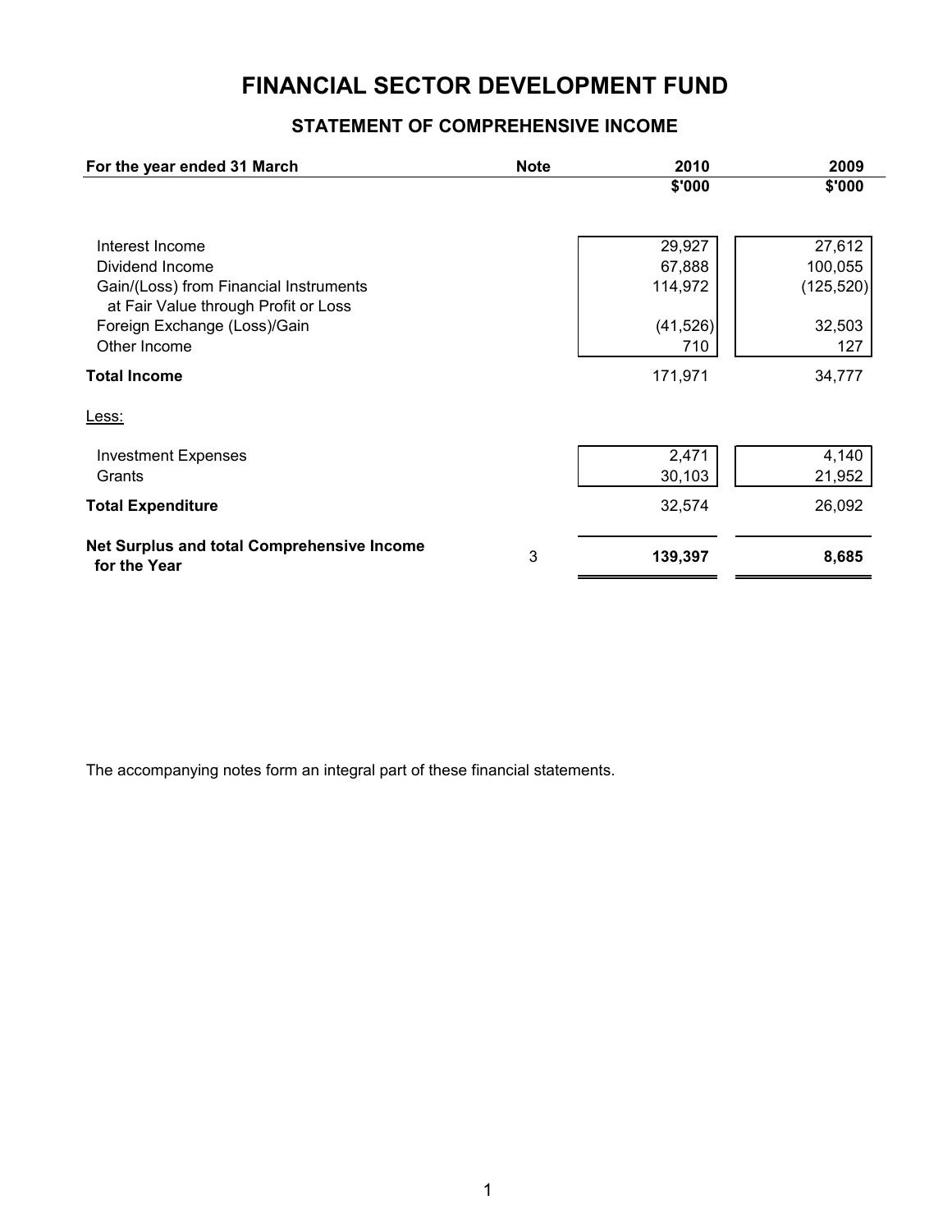# FINANCIAL SECTOR DEVELOPMENT FUND

## STATEMENT OF COMPREHENSIVE INCOME

| For the year ended 31 March | Note | 2010 | 2009 |
|---|---|---|---|
| | | $'000 | $'000 |
| Interest Income | | 29,927 | 27,612 |
| Dividend Income | | 67,888 | 100,055 |
| Gain/(Loss) from Financial Instruments at Fair Value through Profit or Loss | | 114,972 | (125,520) |
| Foreign Exchange (Loss)/Gain | | (41,526) | 32,503 |
| Other Income | | 710 | 127 |
| **Total Income** | | 171,971 | 34,777 |
| Less: | | | |
| Investment Expenses | | 2,471 | 4,140 |
| Grants | | 30,103 | 21,952 |
| **Total Expenditure** | | 32,574 | 26,092 |
| **Net Surplus and total Comprehensive Income for the Year** | 3 | **139,397** | **8,685** |

The accompanying notes form an integral part of these financial statements.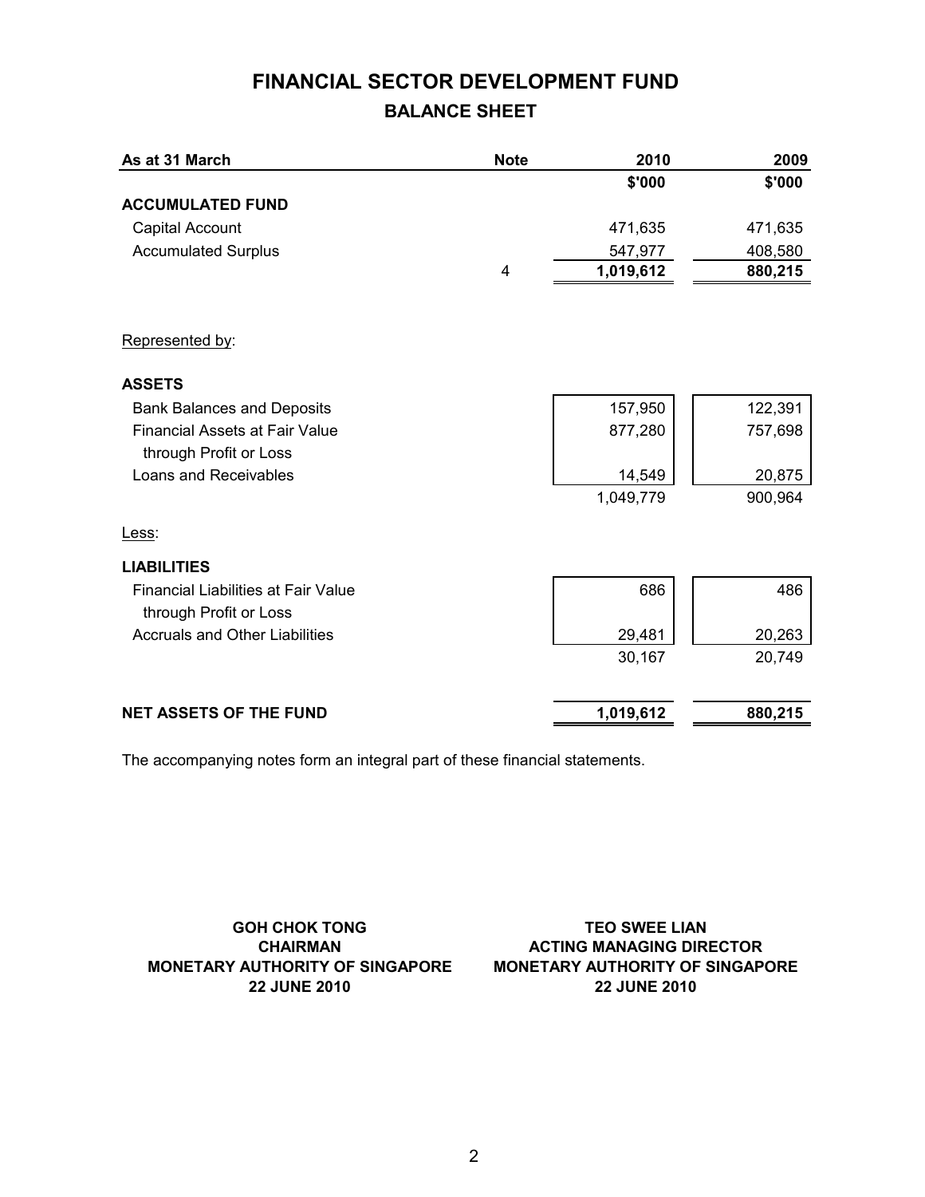# FINANCIAL SECTOR DEVELOPMENT FUND

## BALANCE SHEET

| As at 31 March | Note | 2010 | 2009 |
|---|---|---|---|
| | | $'000 | $'000 |
| **ACCUMULATED FUND** | | | |
| Capital Account | | 471,635 | 471,635 |
| Accumulated Surplus | | 547,977 | 408,580 |
| | 4 | **1,019,612** | **880,215** |
| | | | |
| Represented by: | | | |
| | | | |
| **ASSETS** | | | |
| Bank Balances and Deposits | | 157,950 | 122,391 |
| Financial Assets at Fair Value through Profit or Loss | | 877,280 | 757,698 |
| Loans and Receivables | | 14,549 | 20,875 |
| | | 1,049,779 | 900,964 |
| | | | |
| Less: | | | |
| | | | |
| **LIABILITIES** | | | |
| Financial Liabilities at Fair Value through Profit or Loss | | 686 | 486 |
| Accruals and Other Liabilities | | 29,481 | 20,263 |
| | | 30,167 | 20,749 |
| | | | |
| **NET ASSETS OF THE FUND** | | **1,019,612** | **880,215** |

The accompanying notes form an integral part of these financial statements.

**GOH CHOK TONG**
**CHAIRMAN**
**MONETARY AUTHORITY OF SINGAPORE**
**22 JUNE 2010**

**TEO SWEE LIAN**
**ACTING MANAGING DIRECTOR**
**MONETARY AUTHORITY OF SINGAPORE**
**22 JUNE 2010**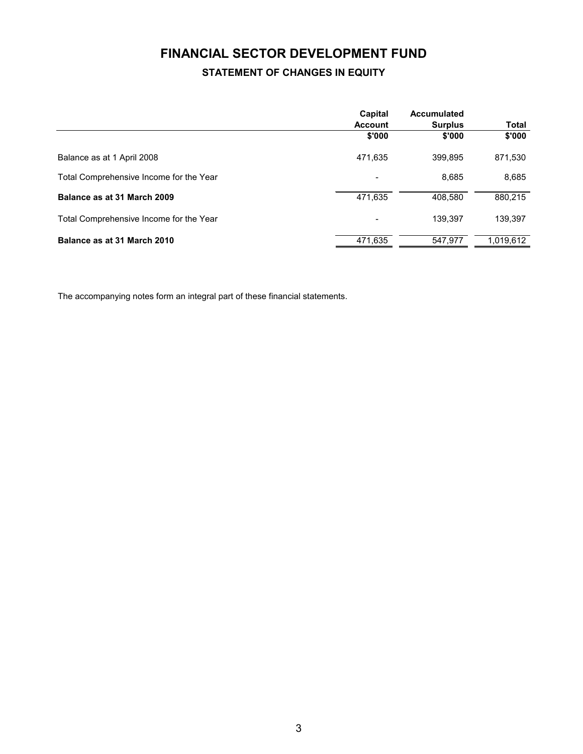# FINANCIAL SECTOR DEVELOPMENT FUND

## STATEMENT OF CHANGES IN EQUITY

| | Capital Account | Accumulated Surplus | Total |
|---|---|---|---|
| | $'000 | $'000 | $'000 |
| Balance as at 1 April 2008 | 471,635 | 399,895 | 871,530 |
| Total Comprehensive Income for the Year | - | 8,685 | 8,685 |
| **Balance as at 31 March 2009** | 471,635 | 408,580 | 880,215 |
| Total Comprehensive Income for the Year | - | 139,397 | 139,397 |
| **Balance as at 31 March 2010** | 471,635 | 547,977 | 1,019,612 |

The accompanying notes form an integral part of these financial statements.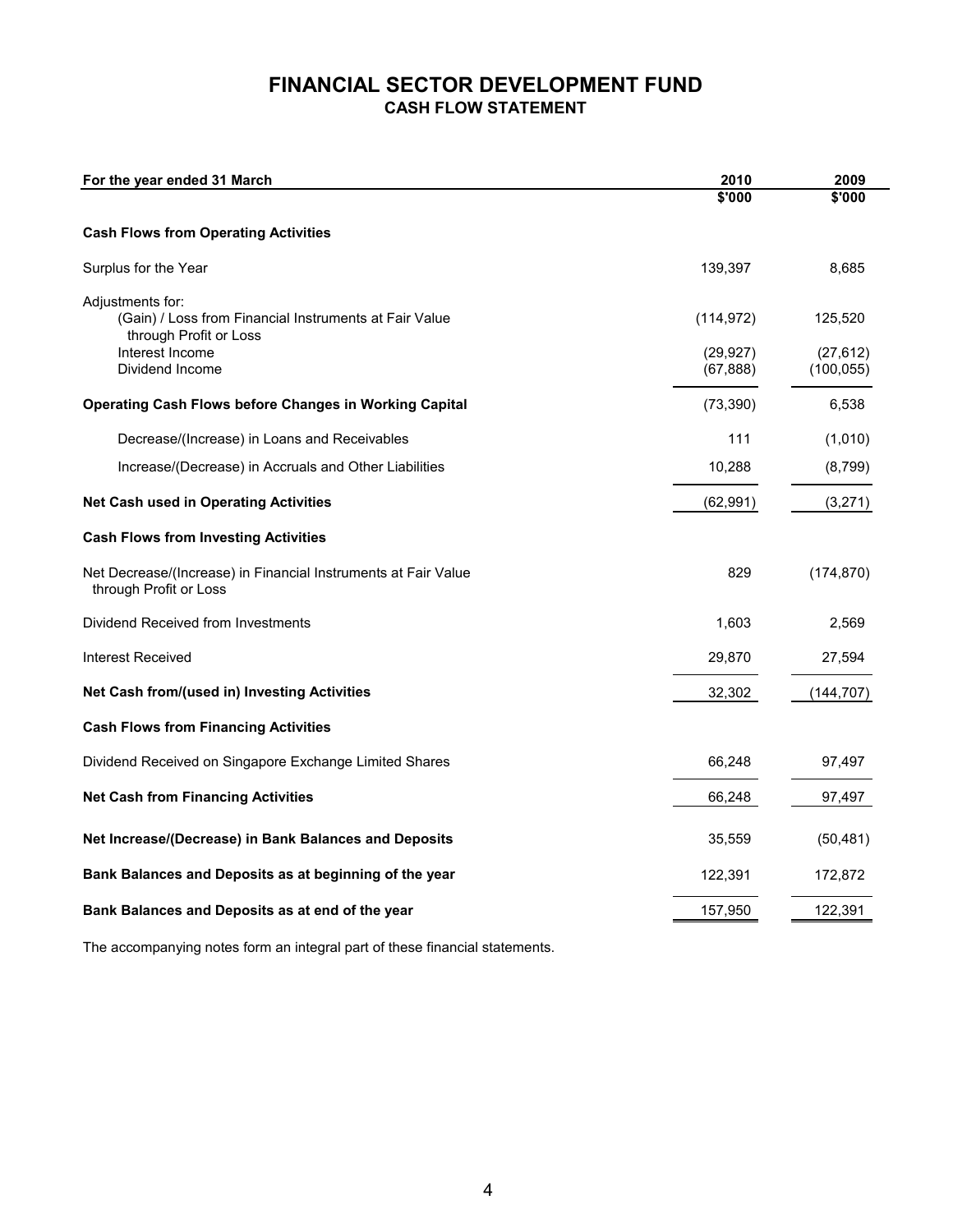# FINANCIAL SECTOR DEVELOPMENT FUND

## CASH FLOW STATEMENT

| For the year ended 31 March | 2010 | 2009 |
|---|---|---|
| | $'000 | $'000 |
| **Cash Flows from Operating Activities** | | |
| Surplus for the Year | 139,397 | 8,685 |
| Adjustments for: | | |
| (Gain) / Loss from Financial Instruments at Fair Value through Profit or Loss | (114,972) | 125,520 |
| Interest Income | (29,927) | (27,612) |
| Dividend Income | (67,888) | (100,055) |
| **Operating Cash Flows before Changes in Working Capital** | (73,390) | 6,538 |
| Decrease/(Increase) in Loans and Receivables | 111 | (1,010) |
| Increase/(Decrease) in Accruals and Other Liabilities | 10,288 | (8,799) |
| **Net Cash used in Operating Activities** | (62,991) | (3,271) |
| **Cash Flows from Investing Activities** | | |
| Net Decrease/(Increase) in Financial Instruments at Fair Value through Profit or Loss | 829 | (174,870) |
| Dividend Received from Investments | 1,603 | 2,569 |
| Interest Received | 29,870 | 27,594 |
| **Net Cash from/(used in) Investing Activities** | 32,302 | (144,707) |
| **Cash Flows from Financing Activities** | | |
| Dividend Received on Singapore Exchange Limited Shares | 66,248 | 97,497 |
| **Net Cash from Financing Activities** | 66,248 | 97,497 |
| **Net Increase/(Decrease) in Bank Balances and Deposits** | 35,559 | (50,481) |
| **Bank Balances and Deposits as at beginning of the year** | 122,391 | 172,872 |
| **Bank Balances and Deposits as at end of the year** | 157,950 | 122,391 |

The accompanying notes form an integral part of these financial statements.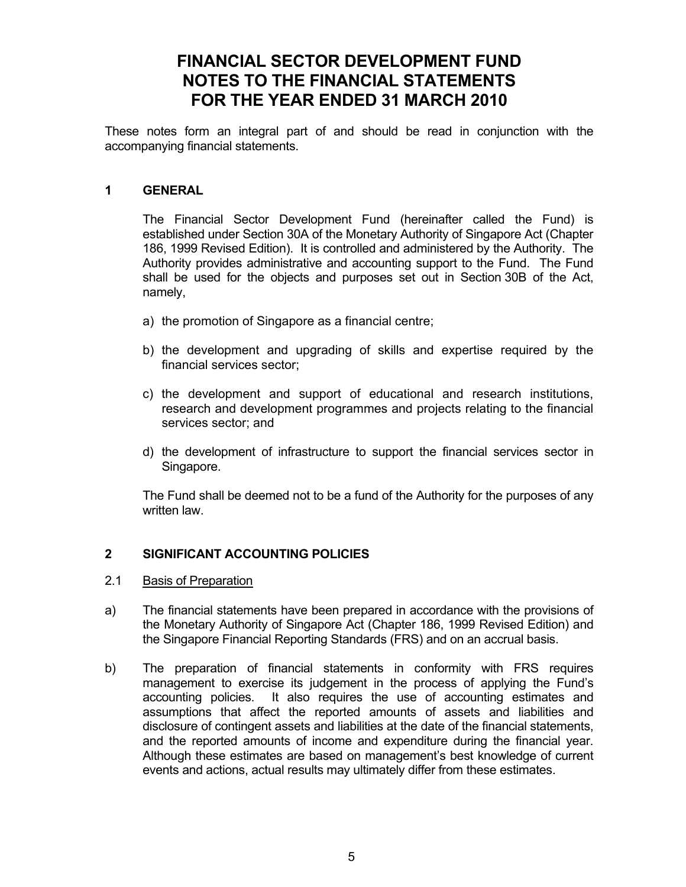# FINANCIAL SECTOR DEVELOPMENT FUND
# NOTES TO THE FINANCIAL STATEMENTS
# FOR THE YEAR ENDED 31 MARCH 2010

These notes form an integral part of and should be read in conjunction with the accompanying financial statements.

## 1 GENERAL

The Financial Sector Development Fund (hereinafter called the Fund) is established under Section 30A of the Monetary Authority of Singapore Act (Chapter 186, 1999 Revised Edition). It is controlled and administered by the Authority. The Authority provides administrative and accounting support to the Fund. The Fund shall be used for the objects and purposes set out in Section 30B of the Act, namely,

a) the promotion of Singapore as a financial centre;

b) the development and upgrading of skills and expertise required by the financial services sector;

c) the development and support of educational and research institutions, research and development programmes and projects relating to the financial services sector; and

d) the development of infrastructure to support the financial services sector in Singapore.

The Fund shall be deemed not to be a fund of the Authority for the purposes of any written law.

## 2 SIGNIFICANT ACCOUNTING POLICIES

### 2.1 Basis of Preparation

a) The financial statements have been prepared in accordance with the provisions of the Monetary Authority of Singapore Act (Chapter 186, 1999 Revised Edition) and the Singapore Financial Reporting Standards (FRS) and on an accrual basis.

b) The preparation of financial statements in conformity with FRS requires management to exercise its judgement in the process of applying the Fund's accounting policies. It also requires the use of accounting estimates and assumptions that affect the reported amounts of assets and liabilities and disclosure of contingent assets and liabilities at the date of the financial statements, and the reported amounts of income and expenditure during the financial year. Although these estimates are based on management's best knowledge of current events and actions, actual results may ultimately differ from these estimates.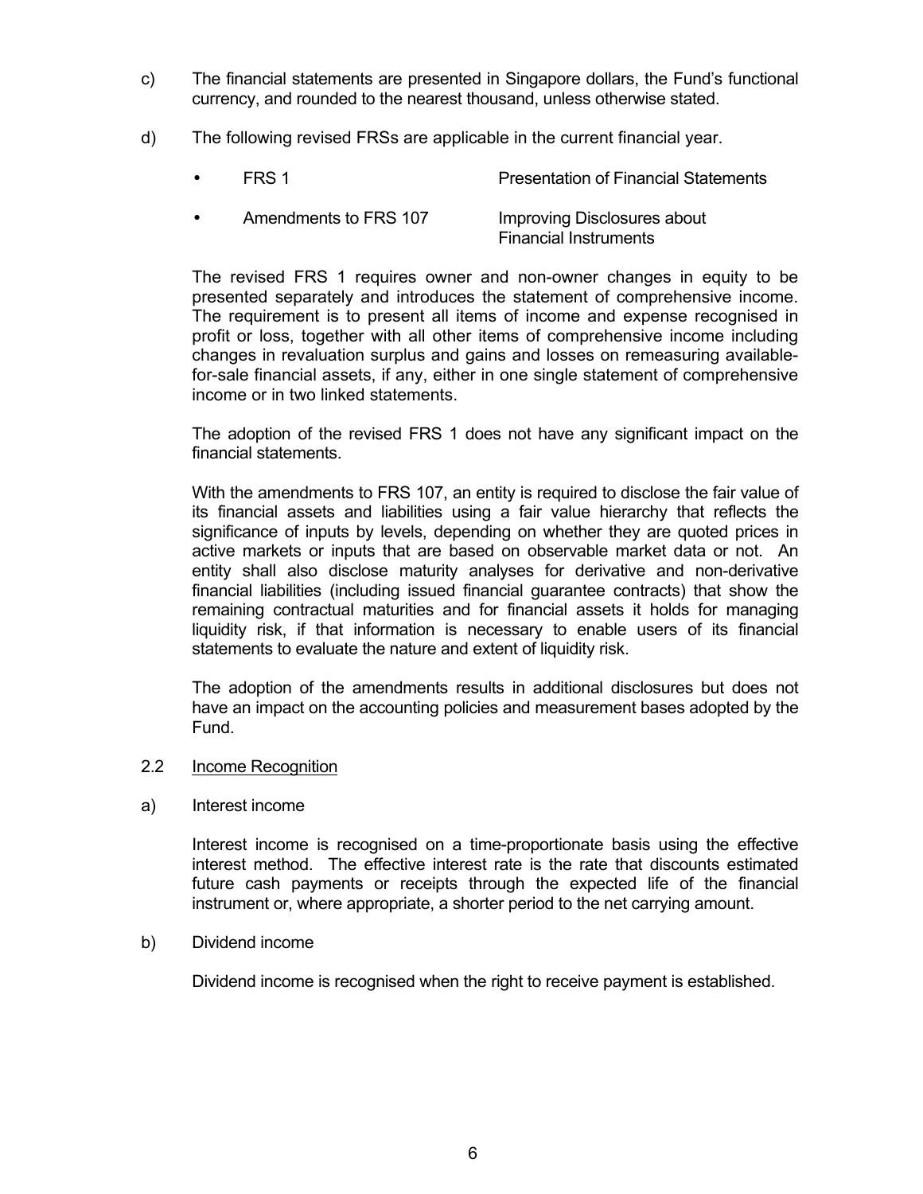c) The financial statements are presented in Singapore dollars, the Fund's functional currency, and rounded to the nearest thousand, unless otherwise stated.

d) The following revised FRSs are applicable in the current financial year.

- FRS 1 — Presentation of Financial Statements
- Amendments to FRS 107 — Improving Disclosures about Financial Instruments

The revised FRS 1 requires owner and non-owner changes in equity to be presented separately and introduces the statement of comprehensive income. The requirement is to present all items of income and expense recognised in profit or loss, together with all other items of comprehensive income including changes in revaluation surplus and gains and losses on remeasuring available-for-sale financial assets, if any, either in one single statement of comprehensive income or in two linked statements.

The adoption of the revised FRS 1 does not have any significant impact on the financial statements.

With the amendments to FRS 107, an entity is required to disclose the fair value of its financial assets and liabilities using a fair value hierarchy that reflects the significance of inputs by levels, depending on whether they are quoted prices in active markets or inputs that are based on observable market data or not. An entity shall also disclose maturity analyses for derivative and non-derivative financial liabilities (including issued financial guarantee contracts) that show the remaining contractual maturities and for financial assets it holds for managing liquidity risk, if that information is necessary to enable users of its financial statements to evaluate the nature and extent of liquidity risk.

The adoption of the amendments results in additional disclosures but does not have an impact on the accounting policies and measurement bases adopted by the Fund.

2.2 Income Recognition

a) Interest income

Interest income is recognised on a time-proportionate basis using the effective interest method. The effective interest rate is the rate that discounts estimated future cash payments or receipts through the expected life of the financial instrument or, where appropriate, a shorter period to the net carrying amount.

b) Dividend income

Dividend income is recognised when the right to receive payment is established.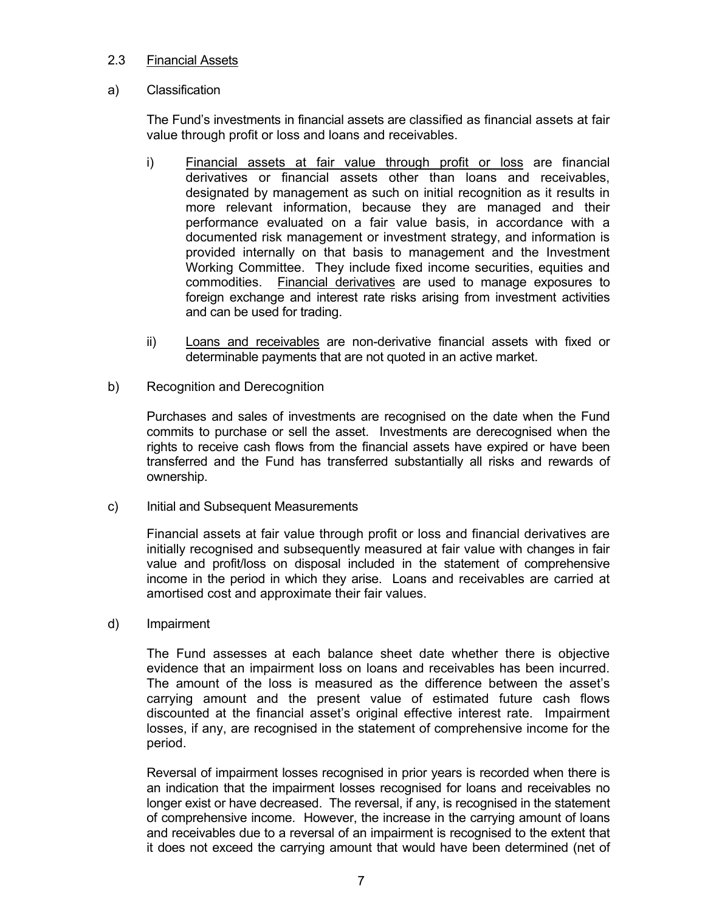## 2.3 Financial Assets

### a) Classification

The Fund's investments in financial assets are classified as financial assets at fair value through profit or loss and loans and receivables.

i) Financial assets at fair value through profit or loss are financial derivatives or financial assets other than loans and receivables, designated by management as such on initial recognition as it results in more relevant information, because they are managed and their performance evaluated on a fair value basis, in accordance with a documented risk management or investment strategy, and information is provided internally on that basis to management and the Investment Working Committee. They include fixed income securities, equities and commodities. Financial derivatives are used to manage exposures to foreign exchange and interest rate risks arising from investment activities and can be used for trading.

ii) Loans and receivables are non-derivative financial assets with fixed or determinable payments that are not quoted in an active market.

### b) Recognition and Derecognition

Purchases and sales of investments are recognised on the date when the Fund commits to purchase or sell the asset. Investments are derecognised when the rights to receive cash flows from the financial assets have expired or have been transferred and the Fund has transferred substantially all risks and rewards of ownership.

### c) Initial and Subsequent Measurements

Financial assets at fair value through profit or loss and financial derivatives are initially recognised and subsequently measured at fair value with changes in fair value and profit/loss on disposal included in the statement of comprehensive income in the period in which they arise. Loans and receivables are carried at amortised cost and approximate their fair values.

### d) Impairment

The Fund assesses at each balance sheet date whether there is objective evidence that an impairment loss on loans and receivables has been incurred. The amount of the loss is measured as the difference between the asset's carrying amount and the present value of estimated future cash flows discounted at the financial asset's original effective interest rate. Impairment losses, if any, are recognised in the statement of comprehensive income for the period.

Reversal of impairment losses recognised in prior years is recorded when there is an indication that the impairment losses recognised for loans and receivables no longer exist or have decreased. The reversal, if any, is recognised in the statement of comprehensive income. However, the increase in the carrying amount of loans and receivables due to a reversal of an impairment is recognised to the extent that it does not exceed the carrying amount that would have been determined (net of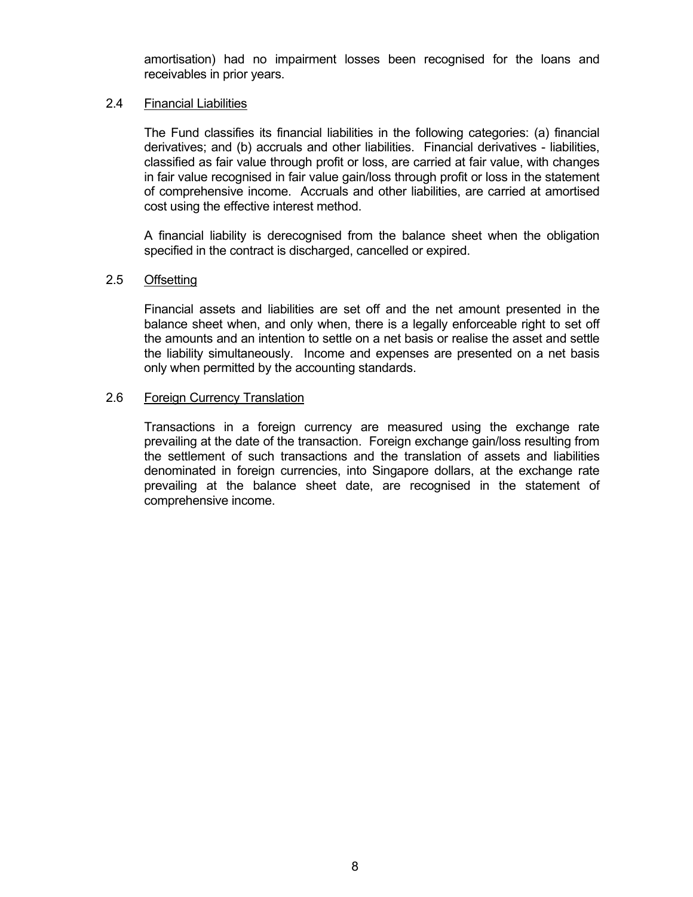amortisation) had no impairment losses been recognised for the loans and receivables in prior years.

### 2.4 Financial Liabilities

The Fund classifies its financial liabilities in the following categories: (a) financial derivatives; and (b) accruals and other liabilities. Financial derivatives - liabilities, classified as fair value through profit or loss, are carried at fair value, with changes in fair value recognised in fair value gain/loss through profit or loss in the statement of comprehensive income. Accruals and other liabilities, are carried at amortised cost using the effective interest method.

A financial liability is derecognised from the balance sheet when the obligation specified in the contract is discharged, cancelled or expired.

### 2.5 Offsetting

Financial assets and liabilities are set off and the net amount presented in the balance sheet when, and only when, there is a legally enforceable right to set off the amounts and an intention to settle on a net basis or realise the asset and settle the liability simultaneously. Income and expenses are presented on a net basis only when permitted by the accounting standards.

### 2.6 Foreign Currency Translation

Transactions in a foreign currency are measured using the exchange rate prevailing at the date of the transaction. Foreign exchange gain/loss resulting from the settlement of such transactions and the translation of assets and liabilities denominated in foreign currencies, into Singapore dollars, at the exchange rate prevailing at the balance sheet date, are recognised in the statement of comprehensive income.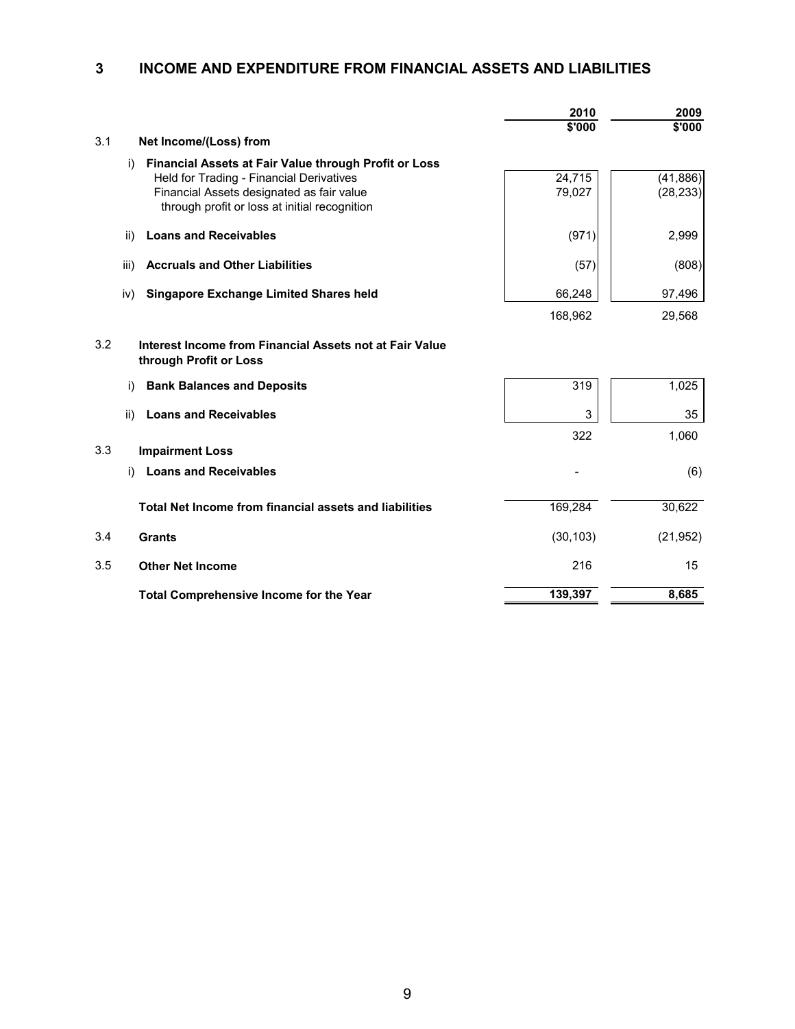# 3 INCOME AND EXPENDITURE FROM FINANCIAL ASSETS AND LIABILITIES

| | | 2010 | 2009 |
|---|---|---|---|
| | | $'000 | $'000 |
| 3.1 | **Net Income/(Loss) from** | | |
| | i) **Financial Assets at Fair Value through Profit or Loss** | | |
| | Held for Trading - Financial Derivatives | 24,715 | (41,886) |
| | Financial Assets designated as fair value through profit or loss at initial recognition | 79,027 | (28,233) |
| | ii) **Loans and Receivables** | (971) | 2,999 |
| | iii) **Accruals and Other Liabilities** | (57) | (808) |
| | iv) **Singapore Exchange Limited Shares held** | 66,248 | 97,496 |
| | | 168,962 | 29,568 |
| 3.2 | **Interest Income from Financial Assets not at Fair Value through Profit or Loss** | | |
| | i) **Bank Balances and Deposits** | 319 | 1,025 |
| | ii) **Loans and Receivables** | 3 | 35 |
| | | 322 | 1,060 |
| 3.3 | **Impairment Loss** | | |
| | i) **Loans and Receivables** | - | (6) |
| | **Total Net Income from financial assets and liabilities** | 169,284 | 30,622 |
| 3.4 | **Grants** | (30,103) | (21,952) |
| 3.5 | **Other Net Income** | 216 | 15 |
| | **Total Comprehensive Income for the Year** | **139,397** | **8,685** |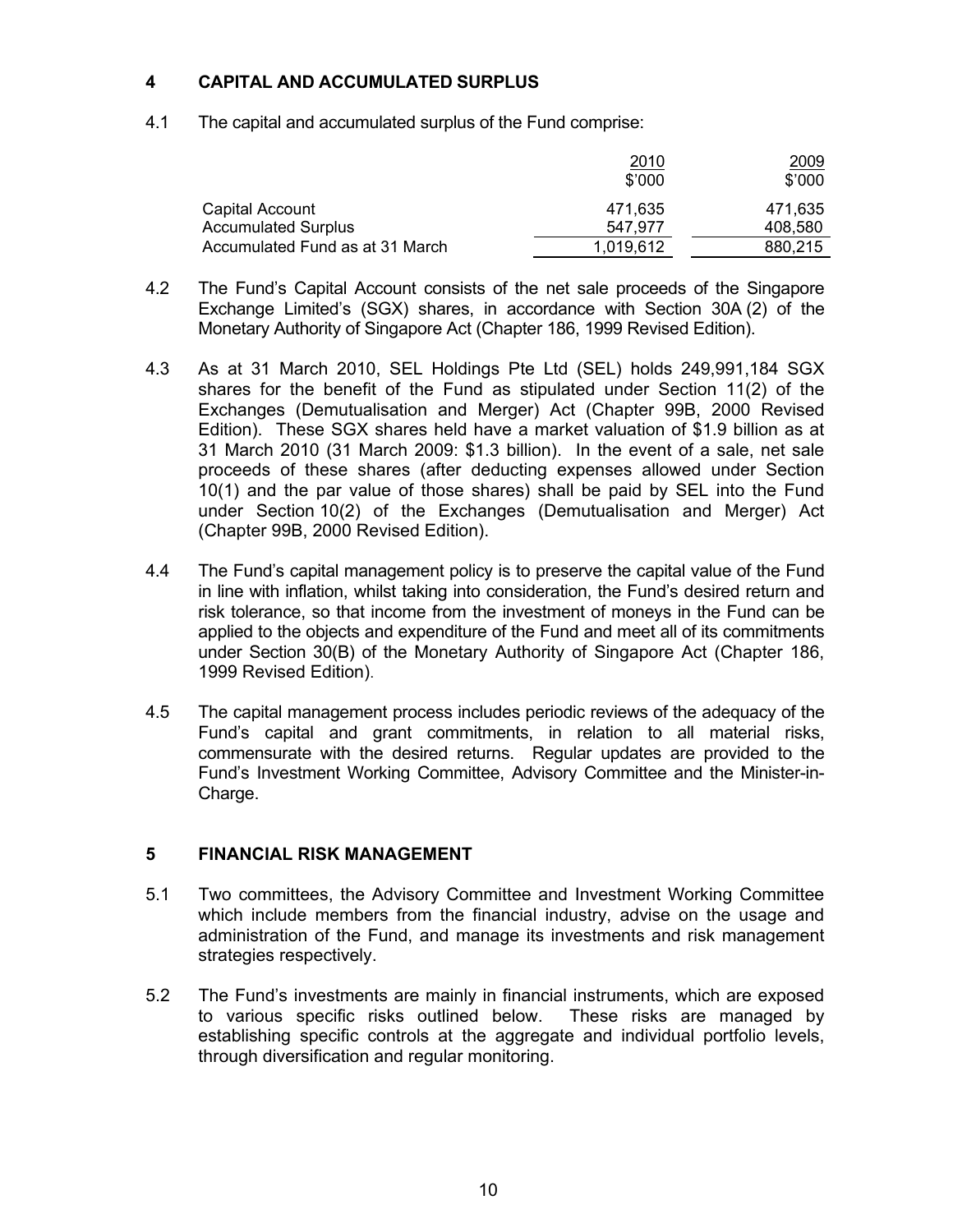## 4 CAPITAL AND ACCUMULATED SURPLUS

4.1 The capital and accumulated surplus of the Fund comprise:

| | 2010<br>$'000 | 2009<br>$'000 |
|---|---|---|
| Capital Account | 471,635 | 471,635 |
| Accumulated Surplus | 547,977 | 408,580 |
| Accumulated Fund as at 31 March | 1,019,612 | 880,215 |

4.2 The Fund's Capital Account consists of the net sale proceeds of the Singapore Exchange Limited's (SGX) shares, in accordance with Section 30A (2) of the Monetary Authority of Singapore Act (Chapter 186, 1999 Revised Edition).

4.3 As at 31 March 2010, SEL Holdings Pte Ltd (SEL) holds 249,991,184 SGX shares for the benefit of the Fund as stipulated under Section 11(2) of the Exchanges (Demutualisation and Merger) Act (Chapter 99B, 2000 Revised Edition). These SGX shares held have a market valuation of $1.9 billion as at 31 March 2010 (31 March 2009: $1.3 billion). In the event of a sale, net sale proceeds of these shares (after deducting expenses allowed under Section 10(1) and the par value of those shares) shall be paid by SEL into the Fund under Section 10(2) of the Exchanges (Demutualisation and Merger) Act (Chapter 99B, 2000 Revised Edition).

4.4 The Fund's capital management policy is to preserve the capital value of the Fund in line with inflation, whilst taking into consideration, the Fund's desired return and risk tolerance, so that income from the investment of moneys in the Fund can be applied to the objects and expenditure of the Fund and meet all of its commitments under Section 30(B) of the Monetary Authority of Singapore Act (Chapter 186, 1999 Revised Edition).

4.5 The capital management process includes periodic reviews of the adequacy of the Fund's capital and grant commitments, in relation to all material risks, commensurate with the desired returns. Regular updates are provided to the Fund's Investment Working Committee, Advisory Committee and the Minister-in-Charge.

## 5 FINANCIAL RISK MANAGEMENT

5.1 Two committees, the Advisory Committee and Investment Working Committee which include members from the financial industry, advise on the usage and administration of the Fund, and manage its investments and risk management strategies respectively.

5.2 The Fund's investments are mainly in financial instruments, which are exposed to various specific risks outlined below. These risks are managed by establishing specific controls at the aggregate and individual portfolio levels, through diversification and regular monitoring.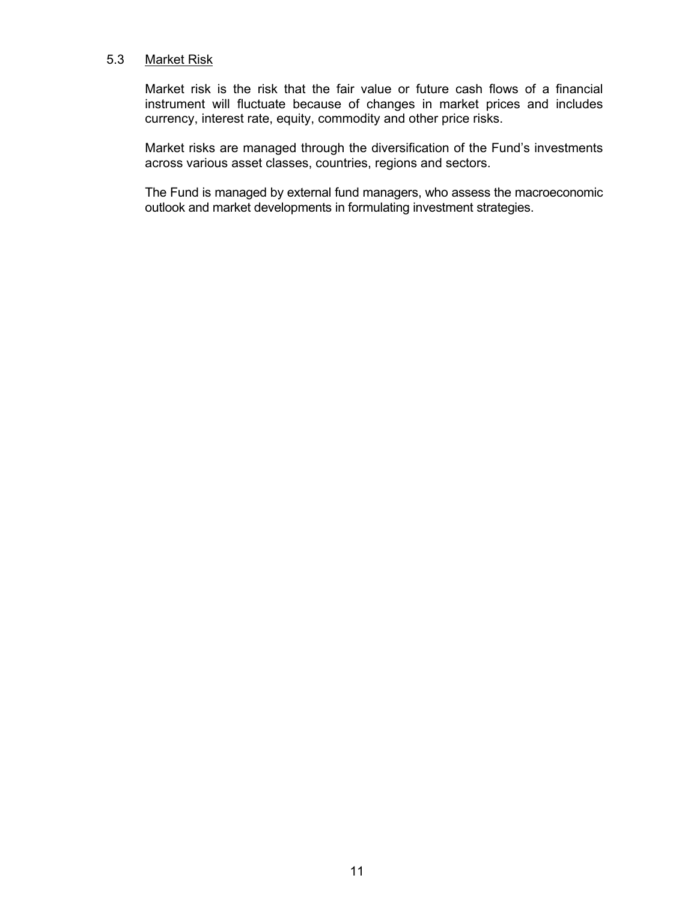### 5.3 Market Risk

Market risk is the risk that the fair value or future cash flows of a financial instrument will fluctuate because of changes in market prices and includes currency, interest rate, equity, commodity and other price risks.

Market risks are managed through the diversification of the Fund's investments across various asset classes, countries, regions and sectors.

The Fund is managed by external fund managers, who assess the macroeconomic outlook and market developments in formulating investment strategies.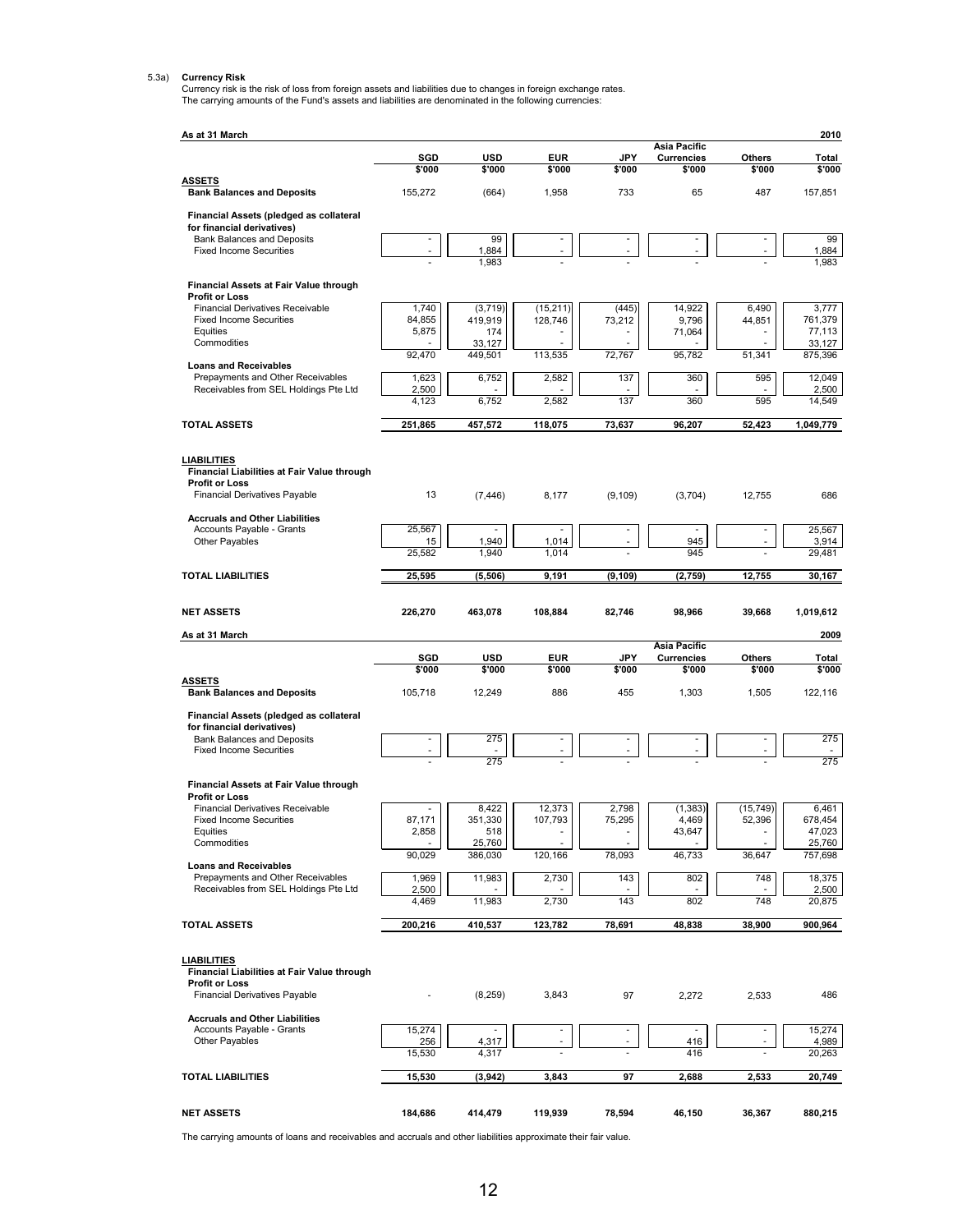5.3a) **Currency Risk**

Currency risk is the risk of loss from foreign assets and liabilities due to changes in foreign exchange rates.
The carrying amounts of the Fund's assets and liabilities are denominated in the following currencies:

| As at 31 March | SGD | USD | EUR | JPY | Asia Pacific Currencies | Others | Total |
|---|---|---|---|---|---|---|---|
| | | | | | | | **2010** |
| | **\$'000** | **\$'000** | **\$'000** | **\$'000** | **\$'000** | **\$'000** | **\$'000** |
| **ASSETS** | | | | | | | |
| **Bank Balances and Deposits** | 155,272 | (664) | 1,958 | 733 | 65 | 487 | 157,851 |
| **Financial Assets (pledged as collateral for financial derivatives)** | | | | | | | |
| Bank Balances and Deposits | - | 99 | - | - | - | - | 99 |
| Fixed Income Securities | - | 1,884 | - | - | - | - | 1,884 |
| | - | 1,983 | - | - | - | - | 1,983 |
| **Financial Assets at Fair Value through Profit or Loss** | | | | | | | |
| Financial Derivatives Receivable | 1,740 | (3,719) | (15,211) | (445) | 14,922 | 6,490 | 3,777 |
| Fixed Income Securities | 84,855 | 419,919 | 128,746 | 73,212 | 9,796 | 44,851 | 761,379 |
| Equities | 5,875 | 174 | - | - | 71,064 | - | 77,113 |
| Commodities | - | 33,127 | - | - | - | - | 33,127 |
| | 92,470 | 449,501 | 113,535 | 72,767 | 95,782 | 51,341 | 875,396 |
| **Loans and Receivables** | | | | | | | |
| Prepayments and Other Receivables | 1,623 | 6,752 | 2,582 | 137 | 360 | 595 | 12,049 |
| Receivables from SEL Holdings Pte Ltd | 2,500 | - | - | - | - | - | 2,500 |
| | 4,123 | 6,752 | 2,582 | 137 | 360 | 595 | 14,549 |
| **TOTAL ASSETS** | **251,865** | **457,572** | **118,075** | **73,637** | **96,207** | **52,423** | **1,049,779** |
| **LIABILITIES** | | | | | | | |
| **Financial Liabilities at Fair Value through Profit or Loss** | | | | | | | |
| Financial Derivatives Payable | 13 | (7,446) | 8,177 | (9,109) | (3,704) | 12,755 | 686 |
| **Accruals and Other Liabilities** | | | | | | | |
| Accounts Payable - Grants | 25,567 | - | - | - | - | - | 25,567 |
| Other Payables | 15 | 1,940 | 1,014 | - | 945 | - | 3,914 |
| | 25,582 | 1,940 | 1,014 | - | 945 | - | 29,481 |
| **TOTAL LIABILITIES** | **25,595** | **(5,506)** | **9,191** | **(9,109)** | **(2,759)** | **12,755** | **30,167** |
| **NET ASSETS** | **226,270** | **463,078** | **108,884** | **82,746** | **98,966** | **39,668** | **1,019,612** |

| As at 31 March | SGD | USD | EUR | JPY | Asia Pacific Currencies | Others | Total |
|---|---|---|---|---|---|---|---|
| | | | | | | | **2009** |
| | **\$'000** | **\$'000** | **\$'000** | **\$'000** | **\$'000** | **\$'000** | **\$'000** |
| **ASSETS** | | | | | | | |
| **Bank Balances and Deposits** | 105,718 | 12,249 | 886 | 455 | 1,303 | 1,505 | 122,116 |
| **Financial Assets (pledged as collateral for financial derivatives)** | | | | | | | |
| Bank Balances and Deposits | - | 275 | - | - | - | - | 275 |
| Fixed Income Securities | - | - | - | - | - | - | - |
| | - | 275 | - | - | - | - | 275 |
| **Financial Assets at Fair Value through Profit or Loss** | | | | | | | |
| Financial Derivatives Receivable | - | 8,422 | 12,373 | 2,798 | (1,383) | (15,749) | 6,461 |
| Fixed Income Securities | 87,171 | 351,330 | 107,793 | 75,295 | 4,469 | 52,396 | 678,454 |
| Equities | 2,858 | 518 | - | - | 43,647 | - | 47,023 |
| Commodities | - | 25,760 | - | - | - | - | 25,760 |
| | 90,029 | 386,030 | 120,166 | 78,093 | 46,733 | 36,647 | 757,698 |
| **Loans and Receivables** | | | | | | | |
| Prepayments and Other Receivables | 1,969 | 11,983 | 2,730 | 143 | 802 | 748 | 18,375 |
| Receivables from SEL Holdings Pte Ltd | 2,500 | - | - | - | - | - | 2,500 |
| | 4,469 | 11,983 | 2,730 | 143 | 802 | 748 | 20,875 |
| **TOTAL ASSETS** | **200,216** | **410,537** | **123,782** | **78,691** | **48,838** | **38,900** | **900,964** |
| **LIABILITIES** | | | | | | | |
| **Financial Liabilities at Fair Value through Profit or Loss** | | | | | | | |
| Financial Derivatives Payable | - | (8,259) | 3,843 | 97 | 2,272 | 2,533 | 486 |
| **Accruals and Other Liabilities** | | | | | | | |
| Accounts Payable - Grants | 15,274 | - | - | - | - | - | 15,274 |
| Other Payables | 256 | 4,317 | - | - | 416 | - | 4,989 |
| | 15,530 | 4,317 | - | - | 416 | - | 20,263 |
| **TOTAL LIABILITIES** | **15,530** | **(3,942)** | **3,843** | **97** | **2,688** | **2,533** | **20,749** |
| **NET ASSETS** | **184,686** | **414,479** | **119,939** | **78,594** | **46,150** | **36,367** | **880,215** |

The carrying amounts of loans and receivables and accruals and other liabilities approximate their fair value.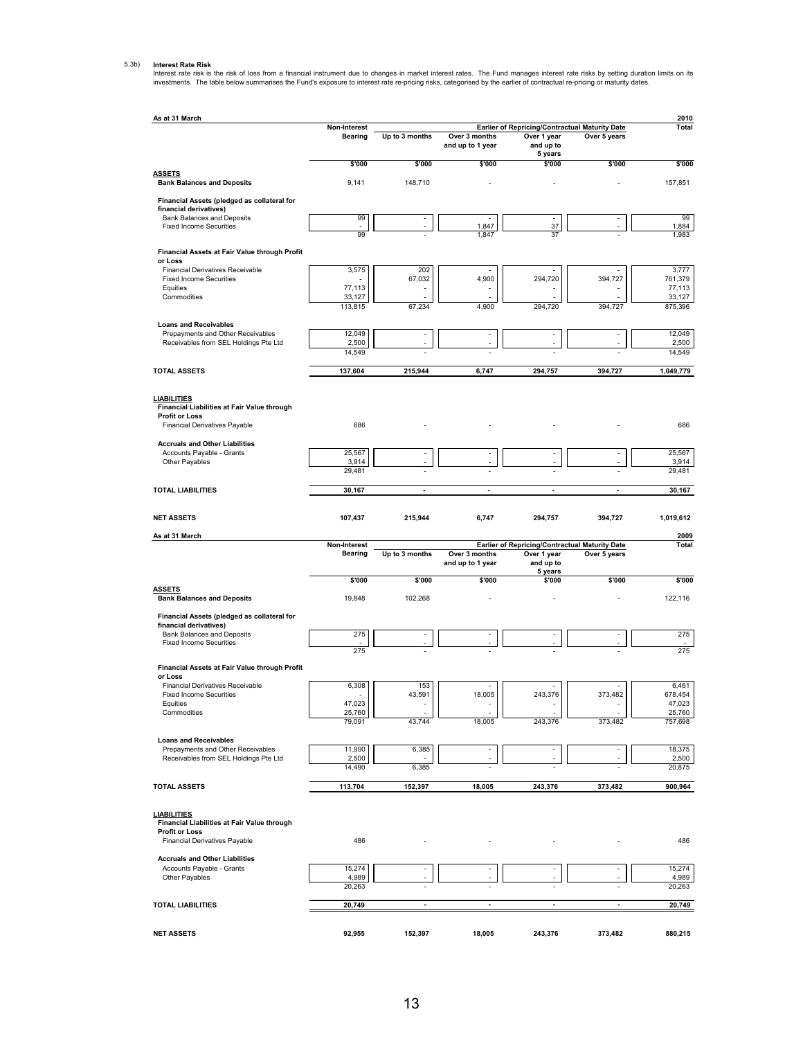5.3b) **Interest Rate Risk**

Interest rate risk is the risk of loss from a financial instrument due to changes in market interest rates. The Fund manages interest rate risks by setting duration limits on its investments. The table below summarises the Fund's exposure to interest rate re-pricing risks, categorised by the earlier of contractual re-pricing or maturity dates.

| As at 31 March | | | | | | 2010 |
|---|---|---|---|---|---|---|
| | Non-Interest Bearing | Earlier of Repricing/Contractual Maturity Date | | | | Total |
| | | Up to 3 months | Over 3 months and up to 1 year | Over 1 year and up to 5 years | Over 5 years | |
| | $'000 | $'000 | $'000 | $'000 | $'000 | $'000 |
| **ASSETS** | | | | | | |
| **Bank Balances and Deposits** | 9,141 | 148,710 | - | - | - | 157,851 |
| **Financial Assets (pledged as collateral for financial derivatives)** | | | | | | |
| Bank Balances and Deposits | 99 | - | - | - | - | 99 |
| Fixed Income Securities | - | - | 1,847 | 37 | - | 1,884 |
| | 99 | - | 1,847 | 37 | - | 1,983 |
| **Financial Assets at Fair Value through Profit or Loss** | | | | | | |
| Financial Derivatives Receivable | 3,575 | 202 | - | - | - | 3,777 |
| Fixed Income Securities | - | 67,032 | 4,900 | 294,720 | 394,727 | 761,379 |
| Equities | 77,113 | - | - | - | - | 77,113 |
| Commodities | 33,127 | - | - | - | - | 33,127 |
| | 113,815 | 67,234 | 4,900 | 294,720 | 394,727 | 875,396 |
| **Loans and Receivables** | | | | | | |
| Prepayments and Other Receivables | 12,049 | - | - | - | - | 12,049 |
| Receivables from SEL Holdings Pte Ltd | 2,500 | - | - | - | - | 2,500 |
| | 14,549 | - | - | - | - | 14,549 |
| **TOTAL ASSETS** | **137,604** | **215,944** | **6,747** | **294,757** | **394,727** | **1,049,779** |
| **LIABILITIES** | | | | | | |
| **Financial Liabilities at Fair Value through Profit or Loss** | | | | | | |
| Financial Derivatives Payable | 686 | - | - | - | - | 686 |
| **Accruals and Other Liabilities** | | | | | | |
| Accounts Payable - Grants | 25,567 | - | - | - | - | 25,567 |
| Other Payables | 3,914 | - | - | - | - | 3,914 |
| | 29,481 | - | - | - | - | 29,481 |
| **TOTAL LIABILITIES** | **30,167** | **-** | **-** | **-** | **-** | **30,167** |
| **NET ASSETS** | **107,437** | **215,944** | **6,747** | **294,757** | **394,727** | **1,019,612** |

| As at 31 March | | | | | | 2009 |
|---|---|---|---|---|---|---|
| | Non-Interest Bearing | Earlier of Repricing/Contractual Maturity Date | | | | Total |
| | | Up to 3 months | Over 3 months and up to 1 year | Over 1 year and up to 5 years | Over 5 years | |
| | $'000 | $'000 | $'000 | $'000 | $'000 | $'000 |
| **ASSETS** | | | | | | |
| **Bank Balances and Deposits** | 19,848 | 102,268 | - | - | - | 122,116 |
| **Financial Assets (pledged as collateral for financial derivatives)** | | | | | | |
| Bank Balances and Deposits | 275 | - | - | - | - | 275 |
| Fixed Income Securities | - | - | - | - | - | - |
| | 275 | - | - | - | - | 275 |
| **Financial Assets at Fair Value through Profit or Loss** | | | | | | |
| Financial Derivatives Receivable | 6,308 | 153 | - | - | - | 6,461 |
| Fixed Income Securities | - | 43,591 | 18,005 | 243,376 | 373,482 | 678,454 |
| Equities | 47,023 | - | - | - | - | 47,023 |
| Commodities | 25,760 | - | - | - | - | 25,760 |
| | 79,091 | 43,744 | 18,005 | 243,376 | 373,482 | 757,698 |
| **Loans and Receivables** | | | | | | |
| Prepayments and Other Receivables | 11,990 | 6,385 | - | - | - | 18,375 |
| Receivables from SEL Holdings Pte Ltd | 2,500 | - | - | - | - | 2,500 |
| | 14,490 | 6,385 | - | - | - | 20,875 |
| **TOTAL ASSETS** | **113,704** | **152,397** | **18,005** | **243,376** | **373,482** | **900,964** |
| **LIABILITIES** | | | | | | |
| **Financial Liabilities at Fair Value through Profit or Loss** | | | | | | |
| Financial Derivatives Payable | 486 | - | - | - | - | 486 |
| **Accruals and Other Liabilities** | | | | | | |
| Accounts Payable - Grants | 15,274 | - | - | - | - | 15,274 |
| Other Payables | 4,989 | - | - | - | - | 4,989 |
| | 20,263 | - | - | - | - | 20,263 |
| **TOTAL LIABILITIES** | **20,749** | **-** | **-** | **-** | **-** | **20,749** |
| **NET ASSETS** | **92,955** | **152,397** | **18,005** | **243,376** | **373,482** | **880,215** |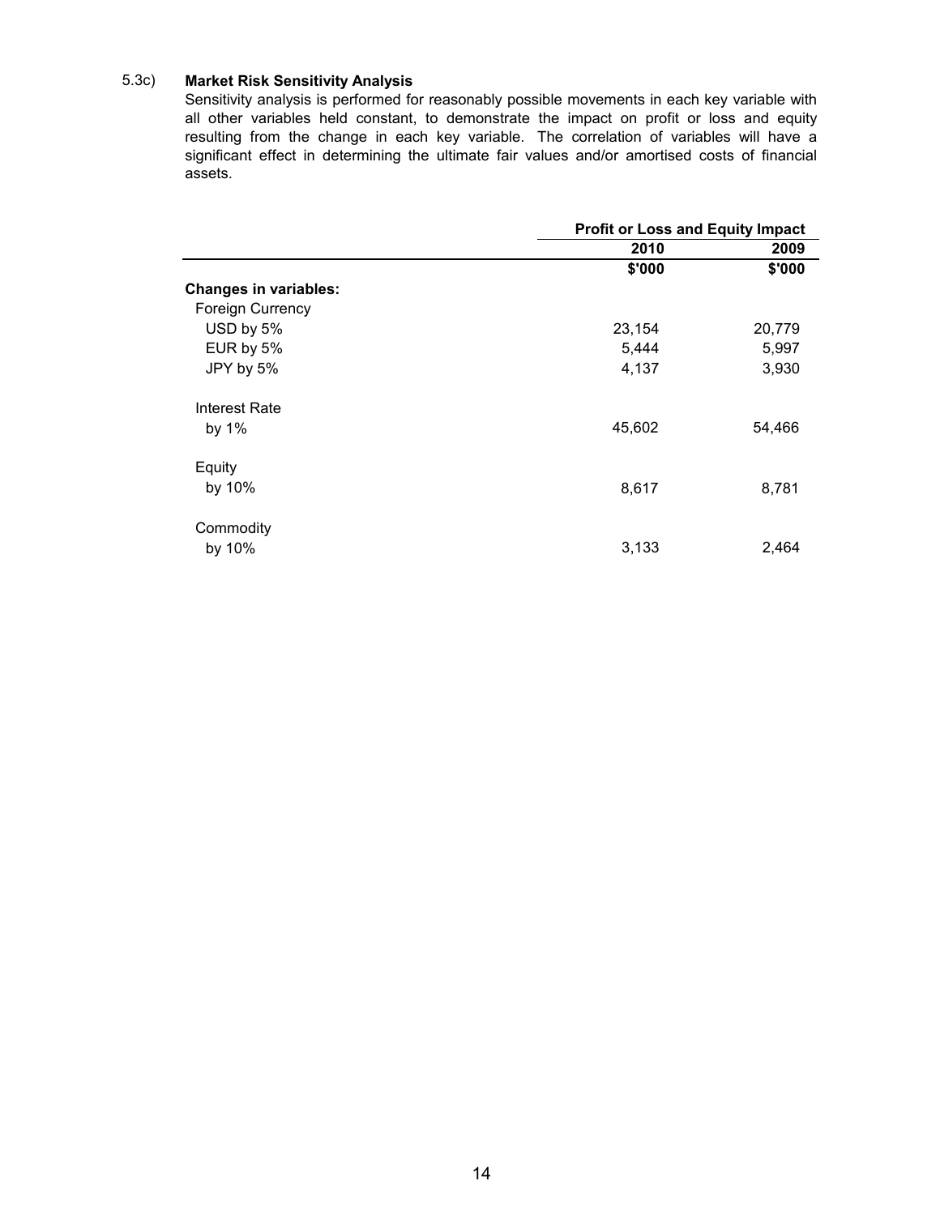### 5.3c) Market Risk Sensitivity Analysis

Sensitivity analysis is performed for reasonably possible movements in each key variable with all other variables held constant, to demonstrate the impact on profit or loss and equity resulting from the change in each key variable. The correlation of variables will have a significant effect in determining the ultimate fair values and/or amortised costs of financial assets.

| | Profit or Loss and Equity Impact | |
|---|---|---|
| | 2010 | 2009 |
| | $'000 | $'000 |
| **Changes in variables:** | | |
| Foreign Currency | | |
| USD by 5% | 23,154 | 20,779 |
| EUR by 5% | 5,444 | 5,997 |
| JPY by 5% | 4,137 | 3,930 |
| Interest Rate | | |
| by 1% | 45,602 | 54,466 |
| Equity | | |
| by 10% | 8,617 | 8,781 |
| Commodity | | |
| by 10% | 3,133 | 2,464 |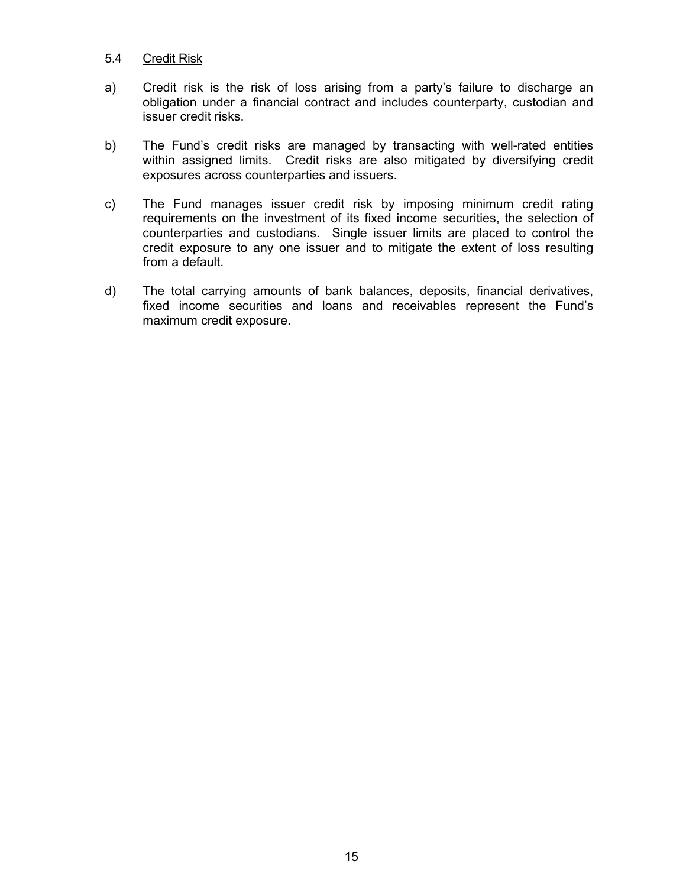### 5.4 Credit Risk

a) Credit risk is the risk of loss arising from a party's failure to discharge an obligation under a financial contract and includes counterparty, custodian and issuer credit risks.

b) The Fund's credit risks are managed by transacting with well-rated entities within assigned limits. Credit risks are also mitigated by diversifying credit exposures across counterparties and issuers.

c) The Fund manages issuer credit risk by imposing minimum credit rating requirements on the investment of its fixed income securities, the selection of counterparties and custodians. Single issuer limits are placed to control the credit exposure to any one issuer and to mitigate the extent of loss resulting from a default.

d) The total carrying amounts of bank balances, deposits, financial derivatives, fixed income securities and loans and receivables represent the Fund's maximum credit exposure.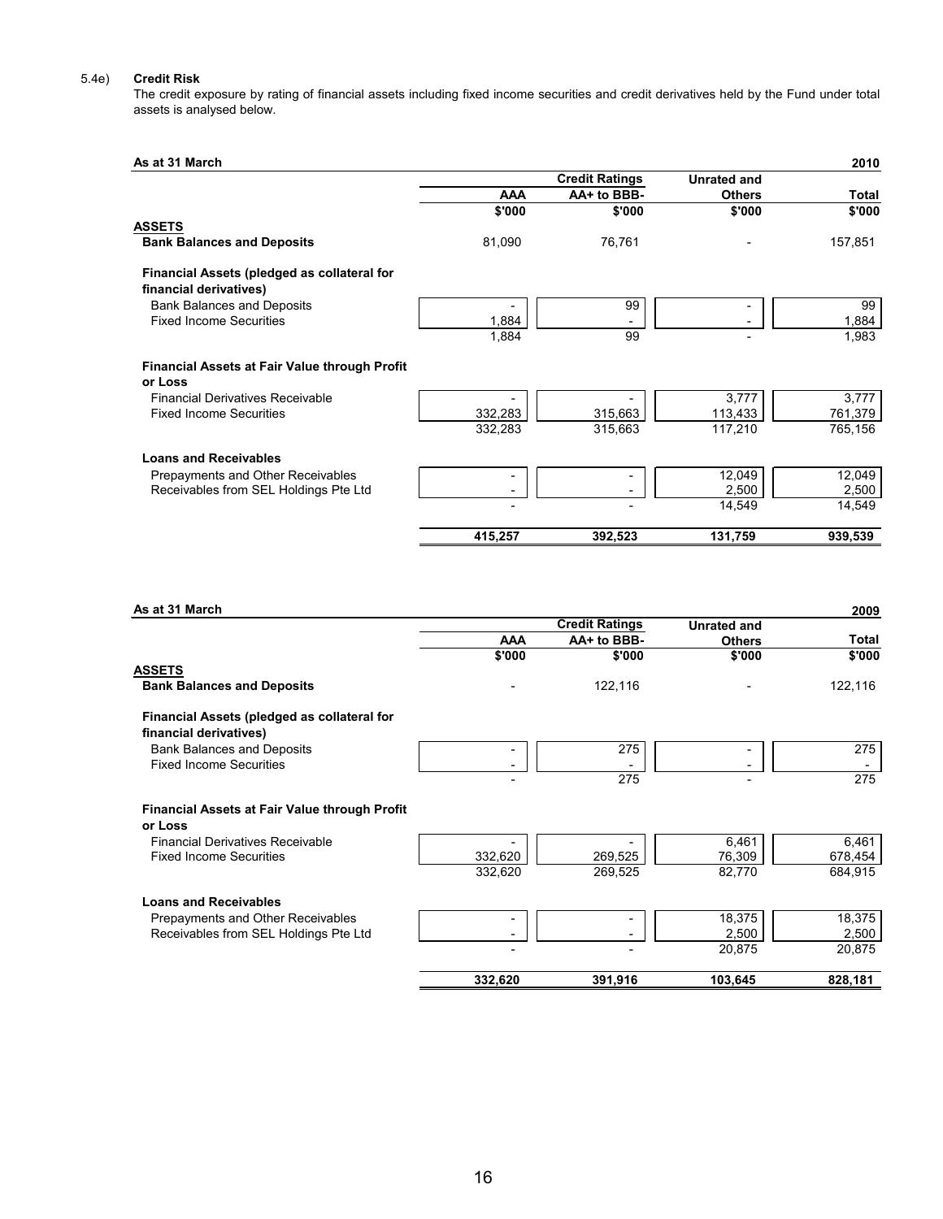5.4e) **Credit Risk**

The credit exposure by rating of financial assets including fixed income securities and credit derivatives held by the Fund under total assets is analysed below.

**As at 31 March 2010**

| | Credit Ratings | | Unrated and | |
|---|---|---|---|---|
| | AAA | AA+ to BBB- | Others | Total |
| | $'000 | $'000 | $'000 | $'000 |
| **ASSETS** | | | | |
| **Bank Balances and Deposits** | 81,090 | 76,761 | - | 157,851 |
| **Financial Assets (pledged as collateral for financial derivatives)** | | | | |
| Bank Balances and Deposits | - | 99 | - | 99 |
| Fixed Income Securities | 1,884 | - | - | 1,884 |
| | 1,884 | 99 | - | 1,983 |
| **Financial Assets at Fair Value through Profit or Loss** | | | | |
| Financial Derivatives Receivable | - | - | 3,777 | 3,777 |
| Fixed Income Securities | 332,283 | 315,663 | 113,433 | 761,379 |
| | 332,283 | 315,663 | 117,210 | 765,156 |
| **Loans and Receivables** | | | | |
| Prepayments and Other Receivables | - | - | 12,049 | 12,049 |
| Receivables from SEL Holdings Pte Ltd | - | - | 2,500 | 2,500 |
| | - | - | 14,549 | 14,549 |
| | **415,257** | **392,523** | **131,759** | **939,539** |

**As at 31 March 2009**

| | Credit Ratings | | Unrated and | |
|---|---|---|---|---|
| | AAA | AA+ to BBB- | Others | Total |
| | $'000 | $'000 | $'000 | $'000 |
| **ASSETS** | | | | |
| **Bank Balances and Deposits** | - | 122,116 | - | 122,116 |
| **Financial Assets (pledged as collateral for financial derivatives)** | | | | |
| Bank Balances and Deposits | - | 275 | - | 275 |
| Fixed Income Securities | - | - | - | - |
| | - | 275 | - | 275 |
| **Financial Assets at Fair Value through Profit or Loss** | | | | |
| Financial Derivatives Receivable | - | - | 6,461 | 6,461 |
| Fixed Income Securities | 332,620 | 269,525 | 76,309 | 678,454 |
| | 332,620 | 269,525 | 82,770 | 684,915 |
| **Loans and Receivables** | | | | |
| Prepayments and Other Receivables | - | - | 18,375 | 18,375 |
| Receivables from SEL Holdings Pte Ltd | - | - | 2,500 | 2,500 |
| | - | - | 20,875 | 20,875 |
| | **332,620** | **391,916** | **103,645** | **828,181** |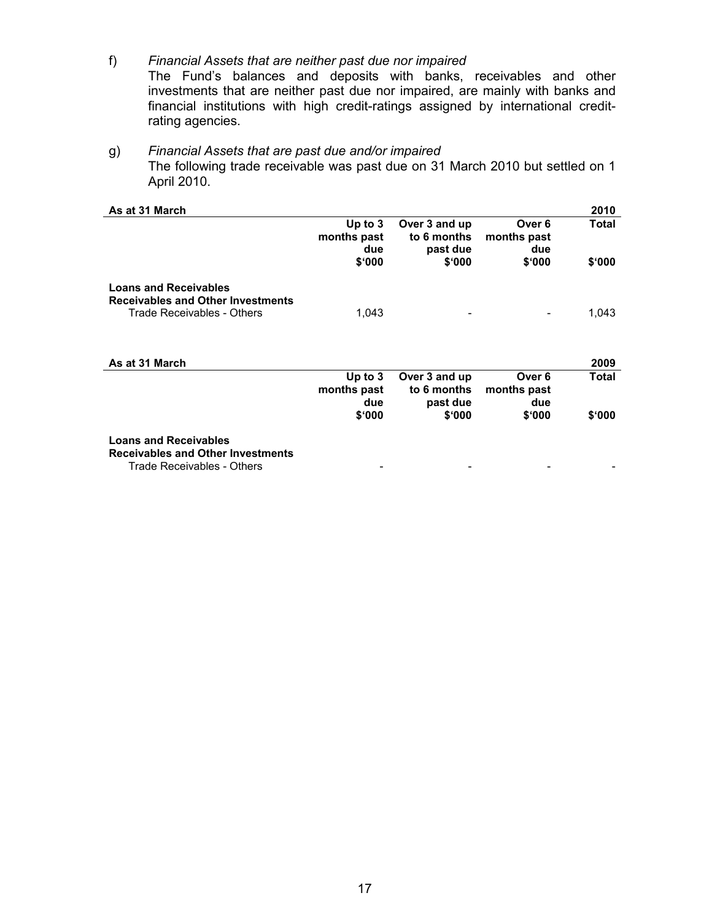f) *Financial Assets that are neither past due nor impaired*

The Fund's balances and deposits with banks, receivables and other investments that are neither past due nor impaired, are mainly with banks and financial institutions with high credit-ratings assigned by international credit-rating agencies.

g) *Financial Assets that are past due and/or impaired*

The following trade receivable was past due on 31 March 2010 but settled on 1 April 2010.

| **As at 31 March** | | | | **2010** |
|---|---|---|---|---|
| | **Up to 3 months past due** | **Over 3 and up to 6 months past due** | **Over 6 months past due** | **Total** |
| | **$'000** | **$'000** | **$'000** | **$'000** |
| **Loans and Receivables** | | | | |
| **Receivables and Other Investments** | | | | |
| Trade Receivables - Others | 1,043 | - | - | 1,043 |

| **As at 31 March** | | | | **2009** |
|---|---|---|---|---|
| | **Up to 3 months past due** | **Over 3 and up to 6 months past due** | **Over 6 months past due** | **Total** |
| | **$'000** | **$'000** | **$'000** | **$'000** |
| **Loans and Receivables** | | | | |
| **Receivables and Other Investments** | | | | |
| Trade Receivables - Others | - | - | - | - |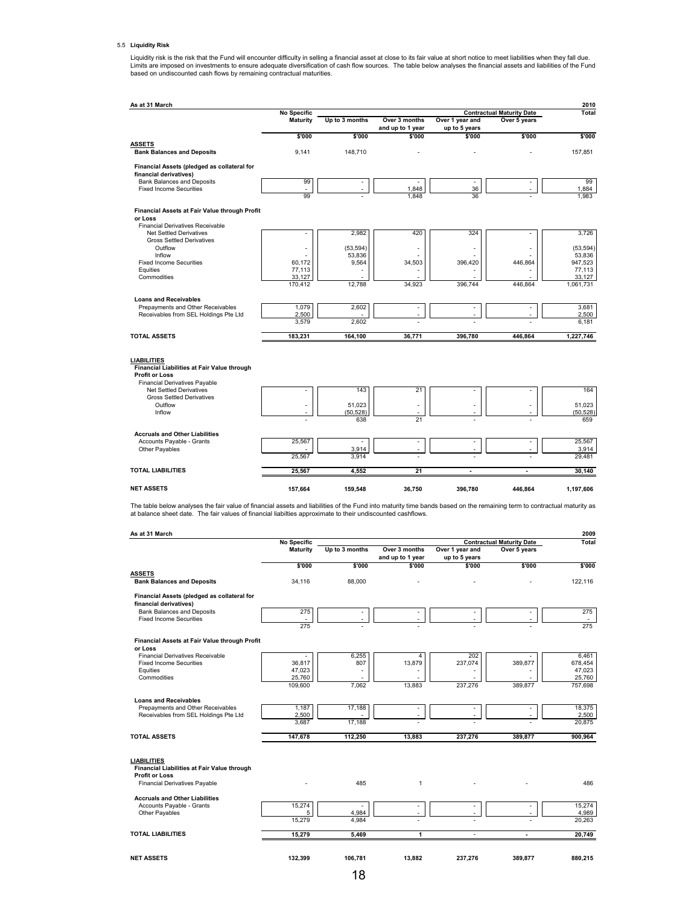### 5.5 Liquidity Risk

Liquidity risk is the risk that the Fund will encounter difficulty in selling a financial asset at close to its fair value at short notice to meet liabilities when they fall due. Limits are imposed on investments to ensure adequate diversification of cash flow sources. The table below analyses the financial assets and liabilities of the Fund based on undiscounted cash flows by remaining contractual maturities.

| As at 31 March | | | | | | 2010 |
|---|---|---|---|---|---|---|
| | No Specific Maturity | Contractual Maturity Date | | | | Total |
| | | Up to 3 months | Over 3 months and up to 1 year | Over 1 year and up to 5 years | Over 5 years | |
| | $'000 | $'000 | $'000 | $'000 | $'000 | $'000 |
| **ASSETS** | | | | | | |
| **Bank Balances and Deposits** | 9,141 | 148,710 | - | - | - | 157,851 |
| **Financial Assets (pledged as collateral for financial derivatives)** | | | | | | |
| Bank Balances and Deposits | 99 | - | - | - | - | 99 |
| Fixed Income Securities | - | - | 1,848 | 36 | - | 1,884 |
| | 99 | - | 1,848 | 36 | - | 1,983 |
| **Financial Assets at Fair Value through Profit or Loss** | | | | | | |
| Financial Derivatives Receivable | | | | | | |
| Net Settled Derivatives | - | 2,982 | 420 | 324 | - | 3,726 |
| Gross Settled Derivatives | | | | | | |
| Outflow | - | (53,594) | - | - | - | (53,594) |
| Inflow | - | 53,836 | - | - | - | 53,836 |
| Fixed Income Securities | 60,172 | 9,564 | 34,503 | 396,420 | 446,864 | 947,523 |
| Equities | 77,113 | - | - | - | - | 77,113 |
| Commodities | 33,127 | - | - | - | - | 33,127 |
| | 170,412 | 12,788 | 34,923 | 396,744 | 446,864 | 1,061,731 |
| **Loans and Receivables** | | | | | | |
| Prepayments and Other Receivables | 1,079 | 2,602 | - | - | - | 3,681 |
| Receivables from SEL Holdings Pte Ltd | 2,500 | - | - | - | - | 2,500 |
| | 3,579 | 2,602 | - | - | - | 6,181 |
| **TOTAL ASSETS** | **183,231** | **164,100** | **36,771** | **396,780** | **446,864** | **1,227,746** |
| **LIABILITIES** | | | | | | |
| **Financial Liabilities at Fair Value through Profit or Loss** | | | | | | |
| Financial Derivatives Payable | | | | | | |
| Net Settled Derivatives | - | 143 | 21 | - | - | 164 |
| Gross Settled Derivatives | | | | | | |
| Outflow | - | 51,023 | - | - | - | 51,023 |
| Inflow | - | (50,528) | - | - | - | (50,528) |
| | - | 638 | 21 | - | - | 659 |
| **Accruals and Other Liabilities** | | | | | | |
| Accounts Payable - Grants | 25,567 | - | - | - | - | 25,567 |
| Other Payables | - | 3,914 | - | - | - | 3,914 |
| | 25,567 | 3,914 | - | - | - | 29,481 |
| **TOTAL LIABILITIES** | **25,567** | **4,552** | **21** | **-** | **-** | **30,140** |
| **NET ASSETS** | **157,664** | **159,548** | **36,750** | **396,780** | **446,864** | **1,197,606** |

The table below analyses the fair value of financial assets and liabilities of the Fund into maturity time bands based on the remaining term to contractual maturity as at balance sheet date. The fair values of financial liabilties approximate to their undiscounted cashflows.

| As at 31 March | | | | | | 2009 |
|---|---|---|---|---|---|---|
| | No Specific Maturity | Contractual Maturity Date | | | | Total |
| | | Up to 3 months | Over 3 months and up to 1 year | Over 1 year and up to 5 years | Over 5 years | |
| | $'000 | $'000 | $'000 | $'000 | $'000 | $'000 |
| **ASSETS** | | | | | | |
| **Bank Balances and Deposits** | 34,116 | 88,000 | - | - | - | 122,116 |
| **Financial Assets (pledged as collateral for financial derivatives)** | | | | | | |
| Bank Balances and Deposits | 275 | - | - | - | - | 275 |
| Fixed Income Securities | - | - | - | - | - | - |
| | 275 | - | - | - | - | 275 |
| **Financial Assets at Fair Value through Profit or Loss** | | | | | | |
| Financial Derivatives Receivable | - | 6,255 | 4 | 202 | - | 6,461 |
| Fixed Income Securities | 36,817 | 807 | 13,879 | 237,074 | 389,877 | 678,454 |
| Equities | 47,023 | - | - | - | - | 47,023 |
| Commodities | 25,760 | - | - | - | - | 25,760 |
| | 109,600 | 7,062 | 13,883 | 237,276 | 389,877 | 757,698 |
| **Loans and Receivables** | | | | | | |
| Prepayments and Other Receivables | 1,187 | 17,188 | - | - | - | 18,375 |
| Receivables from SEL Holdings Pte Ltd | 2,500 | - | - | - | - | 2,500 |
| | 3,687 | 17,188 | - | - | - | 20,875 |
| **TOTAL ASSETS** | **147,678** | **112,250** | **13,883** | **237,276** | **389,877** | **900,964** |
| **LIABILITIES** | | | | | | |
| **Financial Liabilities at Fair Value through Profit or Loss** | | | | | | |
| Financial Derivatives Payable | - | 485 | 1 | - | - | 486 |
| **Accruals and Other Liabilities** | | | | | | |
| Accounts Payable - Grants | 15,274 | - | - | - | - | 15,274 |
| Other Payables | 5 | 4,984 | - | - | - | 4,989 |
| | 15,279 | 4,984 | - | - | - | 20,263 |
| **TOTAL LIABILITIES** | **15,279** | **5,469** | **1** | **-** | **-** | **20,749** |
| **NET ASSETS** | **132,399** | **106,781** | **13,882** | **237,276** | **389,877** | **880,215** |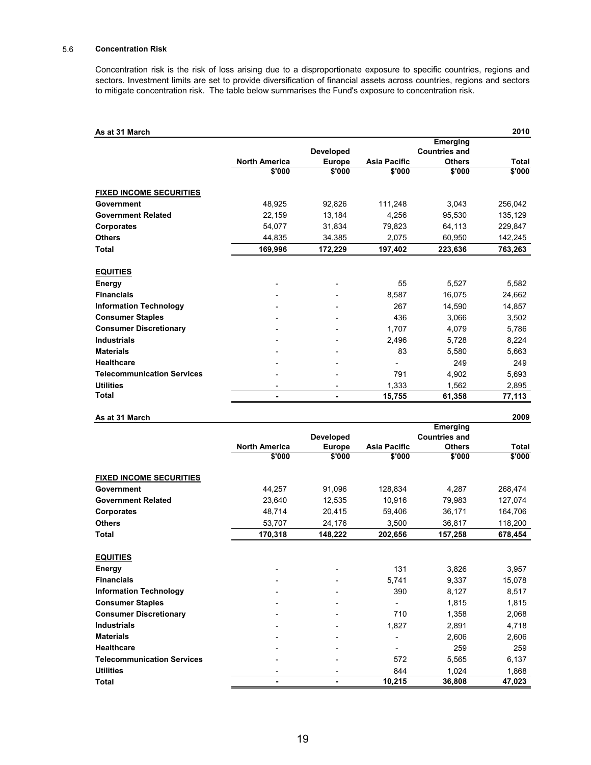### 5.6 Concentration Risk

Concentration risk is the risk of loss arising due to a disproportionate exposure to specific countries, regions and sectors. Investment limits are set to provide diversification of financial assets across countries, regions and sectors to mitigate concentration risk. The table below summarises the Fund's exposure to concentration risk.

| As at 31 March | | | | | 2010 |
|---|---|---|---|---|---|
| | North America | Developed Europe | Asia Pacific | Emerging Countries and Others | Total |
| | $'000 | $'000 | $'000 | $'000 | $'000 |
| **FIXED INCOME SECURITIES** | | | | | |
| **Government** | 48,925 | 92,826 | 111,248 | 3,043 | 256,042 |
| **Government Related** | 22,159 | 13,184 | 4,256 | 95,530 | 135,129 |
| **Corporates** | 54,077 | 31,834 | 79,823 | 64,113 | 229,847 |
| **Others** | 44,835 | 34,385 | 2,075 | 60,950 | 142,245 |
| **Total** | **169,996** | **172,229** | **197,402** | **223,636** | **763,263** |
| **EQUITIES** | | | | | |
| **Energy** | - | - | 55 | 5,527 | 5,582 |
| **Financials** | - | - | 8,587 | 16,075 | 24,662 |
| **Information Technology** | - | - | 267 | 14,590 | 14,857 |
| **Consumer Staples** | - | - | 436 | 3,066 | 3,502 |
| **Consumer Discretionary** | - | - | 1,707 | 4,079 | 5,786 |
| **Industrials** | - | - | 2,496 | 5,728 | 8,224 |
| **Materials** | - | - | 83 | 5,580 | 5,663 |
| **Healthcare** | - | - | - | 249 | 249 |
| **Telecommunication Services** | - | - | 791 | 4,902 | 5,693 |
| **Utilities** | - | - | 1,333 | 1,562 | 2,895 |
| **Total** | **-** | **-** | **15,755** | **61,358** | **77,113** |

| As at 31 March | | | | | 2009 |
|---|---|---|---|---|---|
| | North America | Developed Europe | Asia Pacific | Emerging Countries and Others | Total |
| | $'000 | $'000 | $'000 | $'000 | $'000 |
| **FIXED INCOME SECURITIES** | | | | | |
| **Government** | 44,257 | 91,096 | 128,834 | 4,287 | 268,474 |
| **Government Related** | 23,640 | 12,535 | 10,916 | 79,983 | 127,074 |
| **Corporates** | 48,714 | 20,415 | 59,406 | 36,171 | 164,706 |
| **Others** | 53,707 | 24,176 | 3,500 | 36,817 | 118,200 |
| **Total** | **170,318** | **148,222** | **202,656** | **157,258** | **678,454** |
| **EQUITIES** | | | | | |
| **Energy** | - | - | 131 | 3,826 | 3,957 |
| **Financials** | - | - | 5,741 | 9,337 | 15,078 |
| **Information Technology** | - | - | 390 | 8,127 | 8,517 |
| **Consumer Staples** | - | - | - | 1,815 | 1,815 |
| **Consumer Discretionary** | - | - | 710 | 1,358 | 2,068 |
| **Industrials** | - | - | 1,827 | 2,891 | 4,718 |
| **Materials** | - | - | - | 2,606 | 2,606 |
| **Healthcare** | - | - | - | 259 | 259 |
| **Telecommunication Services** | - | - | 572 | 5,565 | 6,137 |
| **Utilities** | - | - | 844 | 1,024 | 1,868 |
| **Total** | **-** | **-** | **10,215** | **36,808** | **47,023** |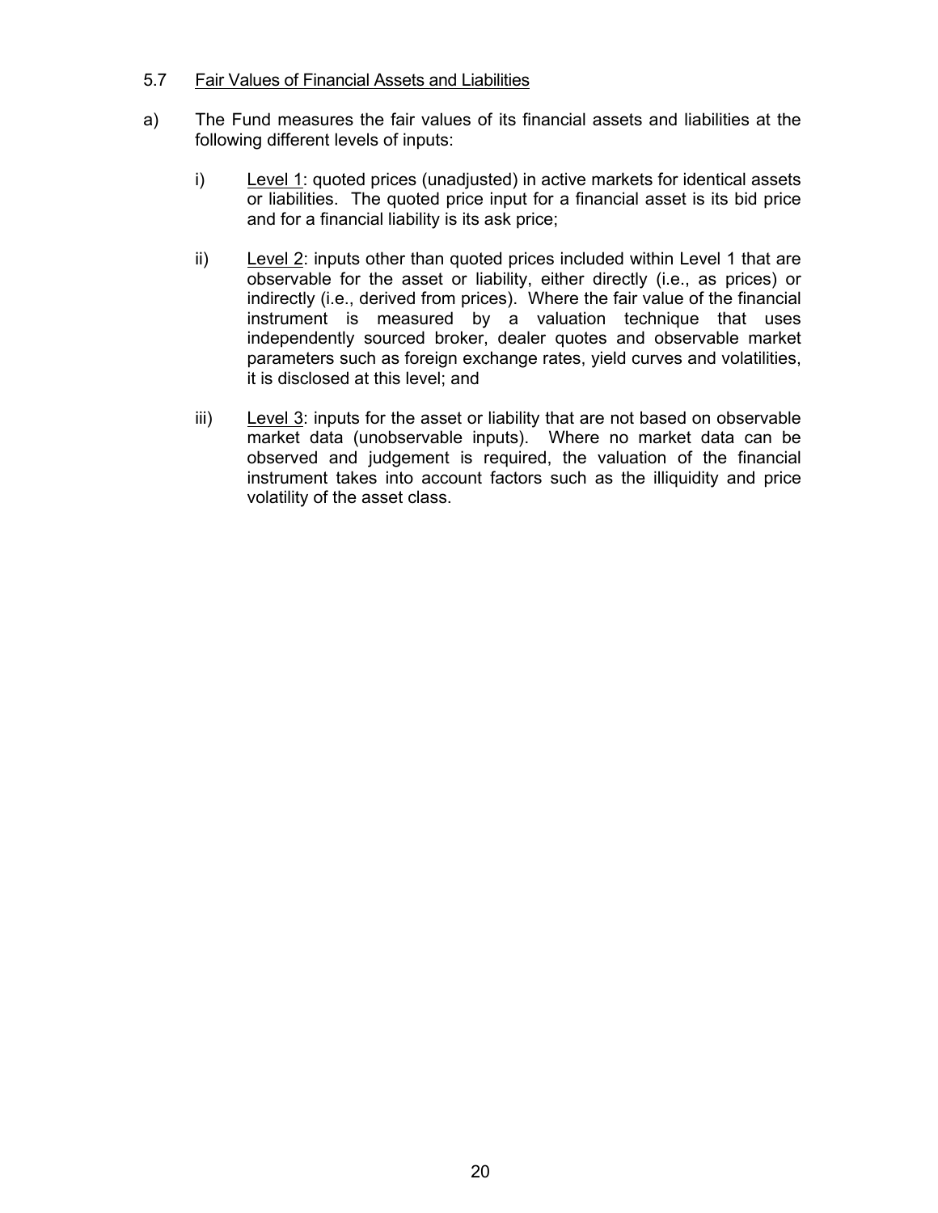5.7 <u>Fair Values of Financial Assets and Liabilities</u>

a) The Fund measures the fair values of its financial assets and liabilities at the following different levels of inputs:

   i) <u>Level 1</u>: quoted prices (unadjusted) in active markets for identical assets or liabilities. The quoted price input for a financial asset is its bid price and for a financial liability is its ask price;

   ii) <u>Level 2</u>: inputs other than quoted prices included within Level 1 that are observable for the asset or liability, either directly (i.e., as prices) or indirectly (i.e., derived from prices). Where the fair value of the financial instrument is measured by a valuation technique that uses independently sourced broker, dealer quotes and observable market parameters such as foreign exchange rates, yield curves and volatilities, it is disclosed at this level; and

   iii) <u>Level 3</u>: inputs for the asset or liability that are not based on observable market data (unobservable inputs). Where no market data can be observed and judgement is required, the valuation of the financial instrument takes into account factors such as the illiquidity and price volatility of the asset class.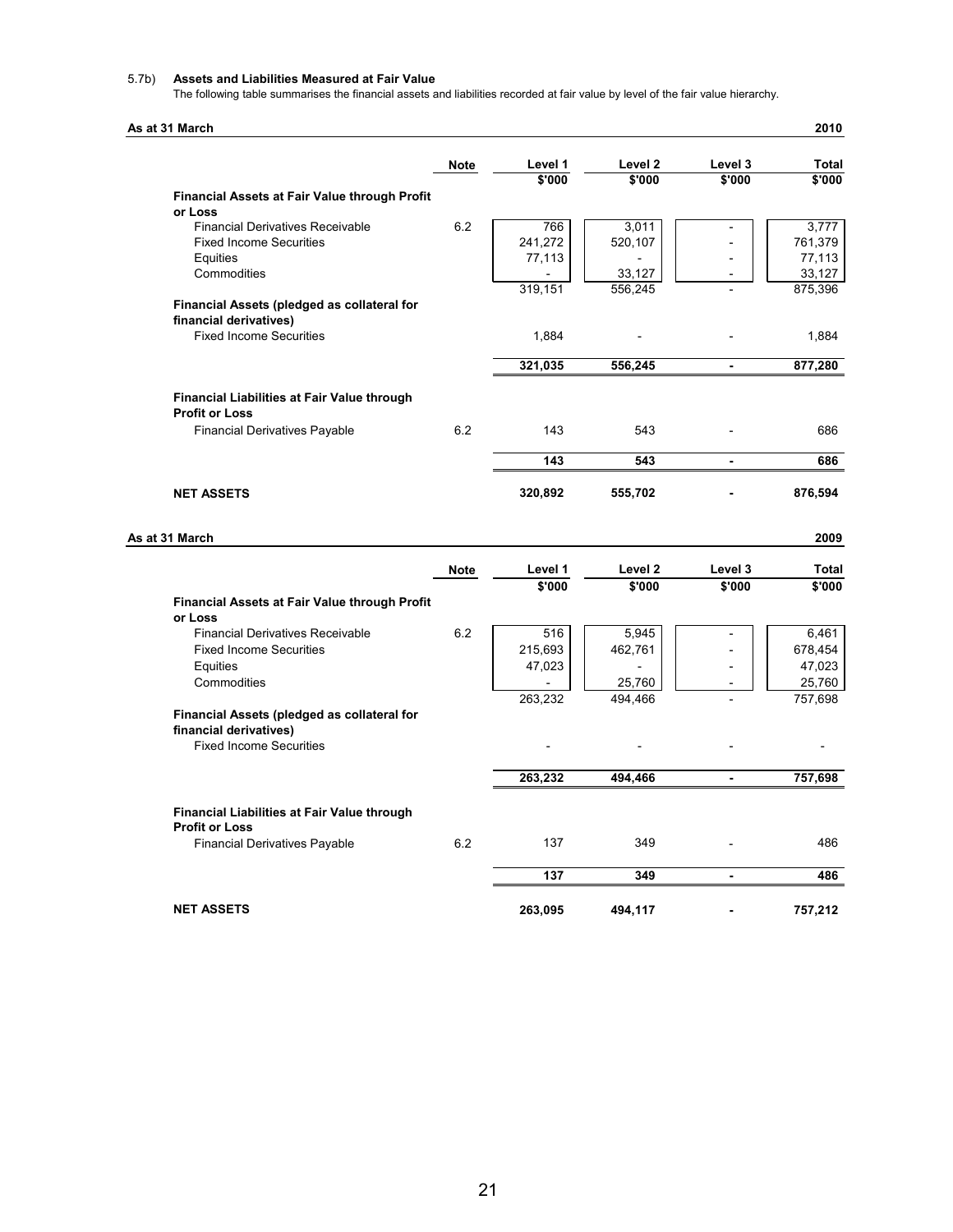5.7b) **Assets and Liabilities Measured at Fair Value**

The following table summarises the financial assets and liabilities recorded at fair value by level of the fair value hierarchy.

**As at 31 March 2010**

| | Note | Level 1 | Level 2 | Level 3 | Total |
|---|---|---|---|---|---|
| | | $'000 | $'000 | $'000 | $'000 |
| **Financial Assets at Fair Value through Profit or Loss** | | | | | |
| Financial Derivatives Receivable | 6.2 | 766 | 3,011 | - | 3,777 |
| Fixed Income Securities | | 241,272 | 520,107 | - | 761,379 |
| Equities | | 77,113 | - | - | 77,113 |
| Commodities | | - | 33,127 | - | 33,127 |
| | | 319,151 | 556,245 | - | 875,396 |
| **Financial Assets (pledged as collateral for financial derivatives)** | | | | | |
| Fixed Income Securities | | 1,884 | - | - | 1,884 |
| | | **321,035** | **556,245** | **-** | **877,280** |
| **Financial Liabilities at Fair Value through Profit or Loss** | | | | | |
| Financial Derivatives Payable | 6.2 | 143 | 543 | - | 686 |
| | | **143** | **543** | **-** | **686** |
| **NET ASSETS** | | **320,892** | **555,702** | **-** | **876,594** |

**As at 31 March 2009**

| | Note | Level 1 | Level 2 | Level 3 | Total |
|---|---|---|---|---|---|
| | | $'000 | $'000 | $'000 | $'000 |
| **Financial Assets at Fair Value through Profit or Loss** | | | | | |
| Financial Derivatives Receivable | 6.2 | 516 | 5,945 | - | 6,461 |
| Fixed Income Securities | | 215,693 | 462,761 | - | 678,454 |
| Equities | | 47,023 | - | - | 47,023 |
| Commodities | | - | 25,760 | - | 25,760 |
| | | 263,232 | 494,466 | - | 757,698 |
| **Financial Assets (pledged as collateral for financial derivatives)** | | | | | |
| Fixed Income Securities | | - | - | - | - |
| | | **263,232** | **494,466** | **-** | **757,698** |
| **Financial Liabilities at Fair Value through Profit or Loss** | | | | | |
| Financial Derivatives Payable | 6.2 | 137 | 349 | - | 486 |
| | | **137** | **349** | **-** | **486** |
| **NET ASSETS** | | **263,095** | **494,117** | **-** | **757,212** |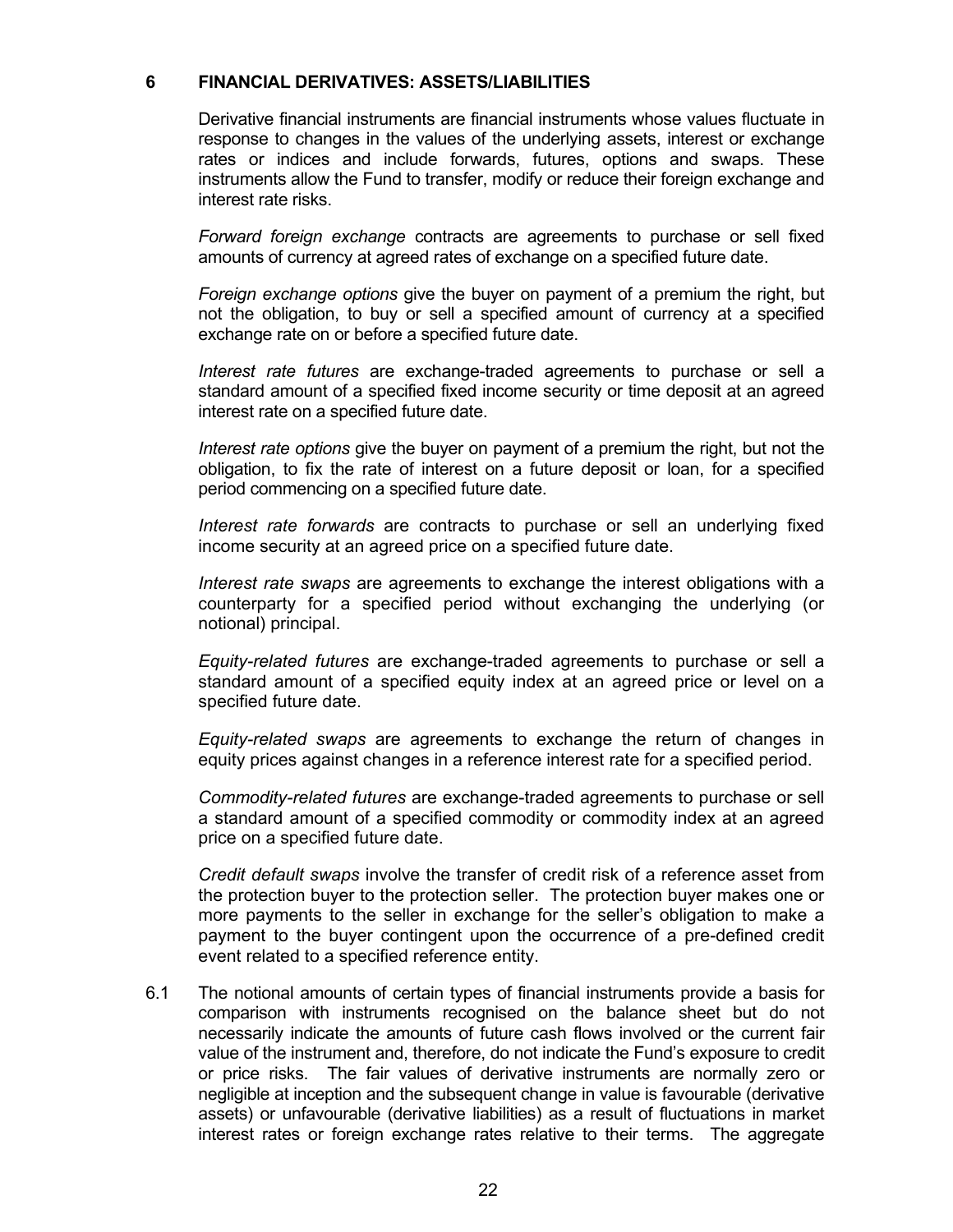## 6 FINANCIAL DERIVATIVES: ASSETS/LIABILITIES

Derivative financial instruments are financial instruments whose values fluctuate in response to changes in the values of the underlying assets, interest or exchange rates or indices and include forwards, futures, options and swaps. These instruments allow the Fund to transfer, modify or reduce their foreign exchange and interest rate risks.

*Forward foreign exchange* contracts are agreements to purchase or sell fixed amounts of currency at agreed rates of exchange on a specified future date.

*Foreign exchange options* give the buyer on payment of a premium the right, but not the obligation, to buy or sell a specified amount of currency at a specified exchange rate on or before a specified future date.

*Interest rate futures* are exchange-traded agreements to purchase or sell a standard amount of a specified fixed income security or time deposit at an agreed interest rate on a specified future date.

*Interest rate options* give the buyer on payment of a premium the right, but not the obligation, to fix the rate of interest on a future deposit or loan, for a specified period commencing on a specified future date.

*Interest rate forwards* are contracts to purchase or sell an underlying fixed income security at an agreed price on a specified future date.

*Interest rate swaps* are agreements to exchange the interest obligations with a counterparty for a specified period without exchanging the underlying (or notional) principal.

*Equity-related futures* are exchange-traded agreements to purchase or sell a standard amount of a specified equity index at an agreed price or level on a specified future date.

*Equity-related swaps* are agreements to exchange the return of changes in equity prices against changes in a reference interest rate for a specified period.

*Commodity-related futures* are exchange-traded agreements to purchase or sell a standard amount of a specified commodity or commodity index at an agreed price on a specified future date.

*Credit default swaps* involve the transfer of credit risk of a reference asset from the protection buyer to the protection seller. The protection buyer makes one or more payments to the seller in exchange for the seller's obligation to make a payment to the buyer contingent upon the occurrence of a pre-defined credit event related to a specified reference entity.

6.1 The notional amounts of certain types of financial instruments provide a basis for comparison with instruments recognised on the balance sheet but do not necessarily indicate the amounts of future cash flows involved or the current fair value of the instrument and, therefore, do not indicate the Fund's exposure to credit or price risks. The fair values of derivative instruments are normally zero or negligible at inception and the subsequent change in value is favourable (derivative assets) or unfavourable (derivative liabilities) as a result of fluctuations in market interest rates or foreign exchange rates relative to their terms. The aggregate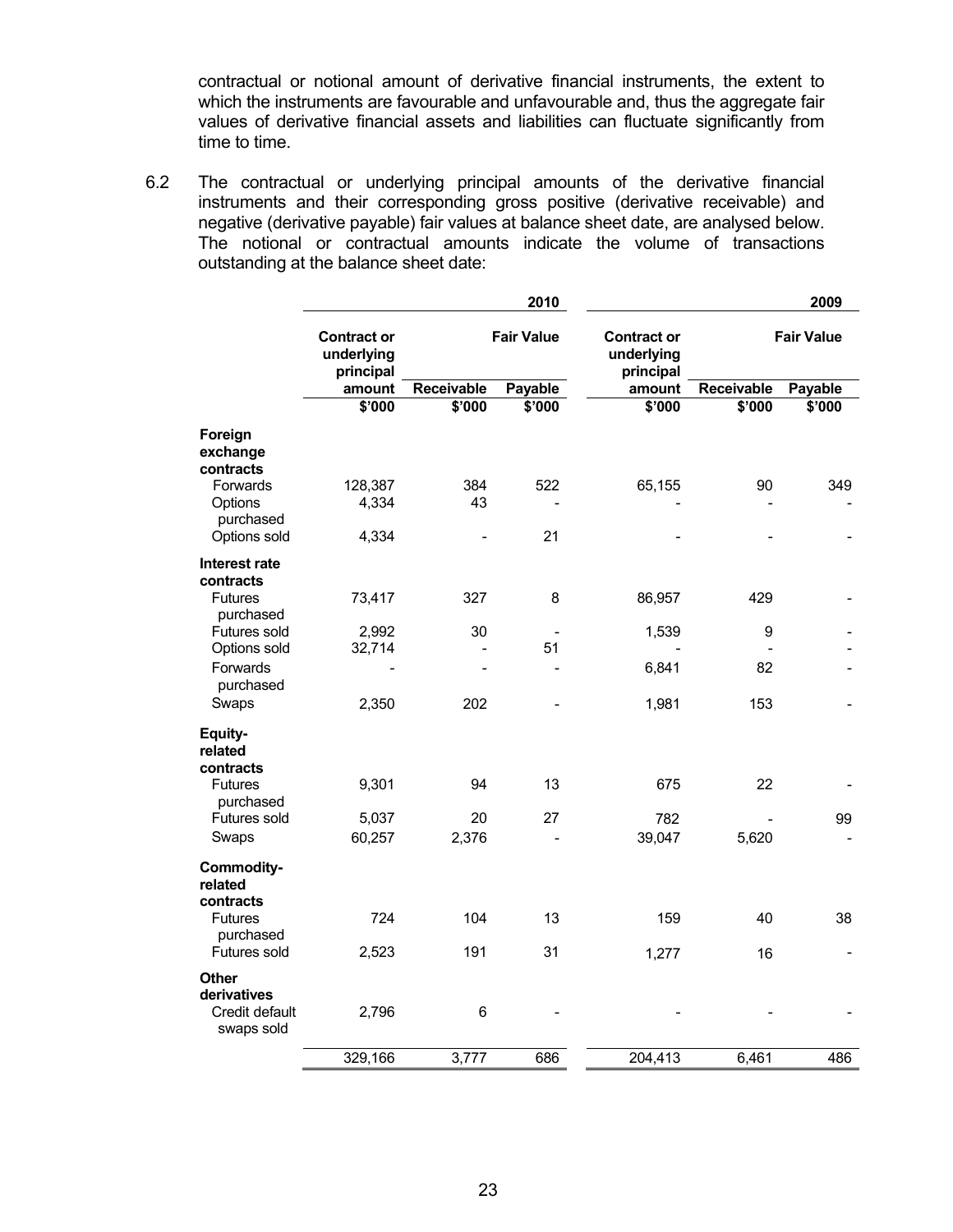contractual or notional amount of derivative financial instruments, the extent to which the instruments are favourable and unfavourable and, thus the aggregate fair values of derivative financial assets and liabilities can fluctuate significantly from time to time.

6.2 The contractual or underlying principal amounts of the derivative financial instruments and their corresponding gross positive (derivative receivable) and negative (derivative payable) fair values at balance sheet date, are analysed below. The notional or contractual amounts indicate the volume of transactions outstanding at the balance sheet date:

| | 2010 | | | 2009 | | |
|---|---|---|---|---|---|---|
| | Contract or underlying principal amount | Fair Value Receivable | Fair Value Payable | Contract or underlying principal amount | Fair Value Receivable | Fair Value Payable |
| | $'000 | $'000 | $'000 | $'000 | $'000 | $'000 |
| **Foreign exchange contracts** | | | | | | |
| Forwards | 128,387 | 384 | 522 | 65,155 | 90 | 349 |
| Options purchased | 4,334 | 43 | - | - | - | - |
| Options sold | 4,334 | - | 21 | - | - | - |
| **Interest rate contracts** | | | | | | |
| Futures purchased | 73,417 | 327 | 8 | 86,957 | 429 | - |
| Futures sold | 2,992 | 30 | - | 1,539 | 9 | - |
| Options sold | 32,714 | - | 51 | - | - | - |
| Forwards purchased | - | - | - | 6,841 | 82 | - |
| Swaps | 2,350 | 202 | - | 1,981 | 153 | - |
| **Equity-related contracts** | | | | | | |
| Futures purchased | 9,301 | 94 | 13 | 675 | 22 | - |
| Futures sold | 5,037 | 20 | 27 | 782 | - | 99 |
| Swaps | 60,257 | 2,376 | - | 39,047 | 5,620 | - |
| **Commodity-related contracts** | | | | | | |
| Futures purchased | 724 | 104 | 13 | 159 | 40 | 38 |
| Futures sold | 2,523 | 191 | 31 | 1,277 | 16 | - |
| **Other derivatives** | | | | | | |
| Credit default swaps sold | 2,796 | 6 | - | - | - | - |
| | 329,166 | 3,777 | 686 | 204,413 | 6,461 | 486 |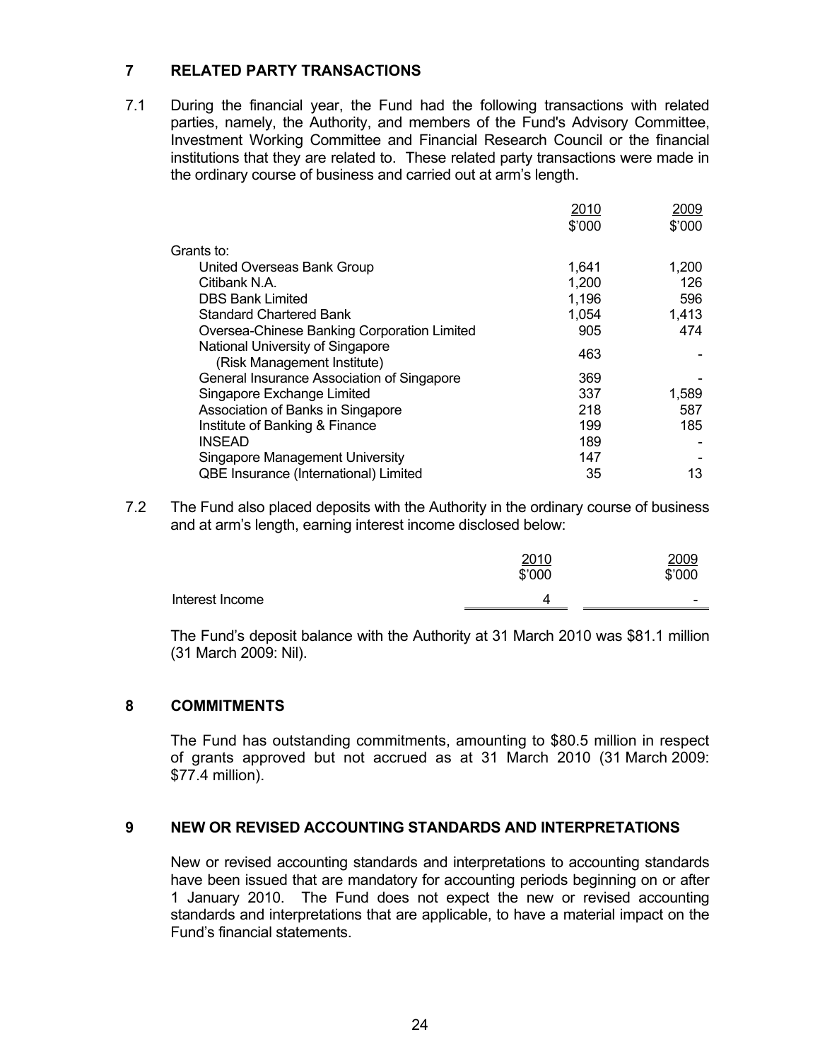## 7 RELATED PARTY TRANSACTIONS

7.1 During the financial year, the Fund had the following transactions with related parties, namely, the Authority, and members of the Fund's Advisory Committee, Investment Working Committee and Financial Research Council or the financial institutions that they are related to. These related party transactions were made in the ordinary course of business and carried out at arm's length.

| | 2010<br>$'000 | 2009<br>$'000 |
|---|---|---|
| Grants to: | | |
| United Overseas Bank Group | 1,641 | 1,200 |
| Citibank N.A. | 1,200 | 126 |
| DBS Bank Limited | 1,196 | 596 |
| Standard Chartered Bank | 1,054 | 1,413 |
| Oversea-Chinese Banking Corporation Limited | 905 | 474 |
| National University of Singapore (Risk Management Institute) | 463 | - |
| General Insurance Association of Singapore | 369 | - |
| Singapore Exchange Limited | 337 | 1,589 |
| Association of Banks in Singapore | 218 | 587 |
| Institute of Banking & Finance | 199 | 185 |
| INSEAD | 189 | - |
| Singapore Management University | 147 | - |
| QBE Insurance (International) Limited | 35 | 13 |

7.2 The Fund also placed deposits with the Authority in the ordinary course of business and at arm's length, earning interest income disclosed below:

| | 2010<br>$'000 | 2009<br>$'000 |
|---|---|---|
| Interest Income | 4 | - |

The Fund's deposit balance with the Authority at 31 March 2010 was $81.1 million (31 March 2009: Nil).

## 8 COMMITMENTS

The Fund has outstanding commitments, amounting to $80.5 million in respect of grants approved but not accrued as at 31 March 2010 (31 March 2009: $77.4 million).

## 9 NEW OR REVISED ACCOUNTING STANDARDS AND INTERPRETATIONS

New or revised accounting standards and interpretations to accounting standards have been issued that are mandatory for accounting periods beginning on or after 1 January 2010. The Fund does not expect the new or revised accounting standards and interpretations that are applicable, to have a material impact on the Fund's financial statements.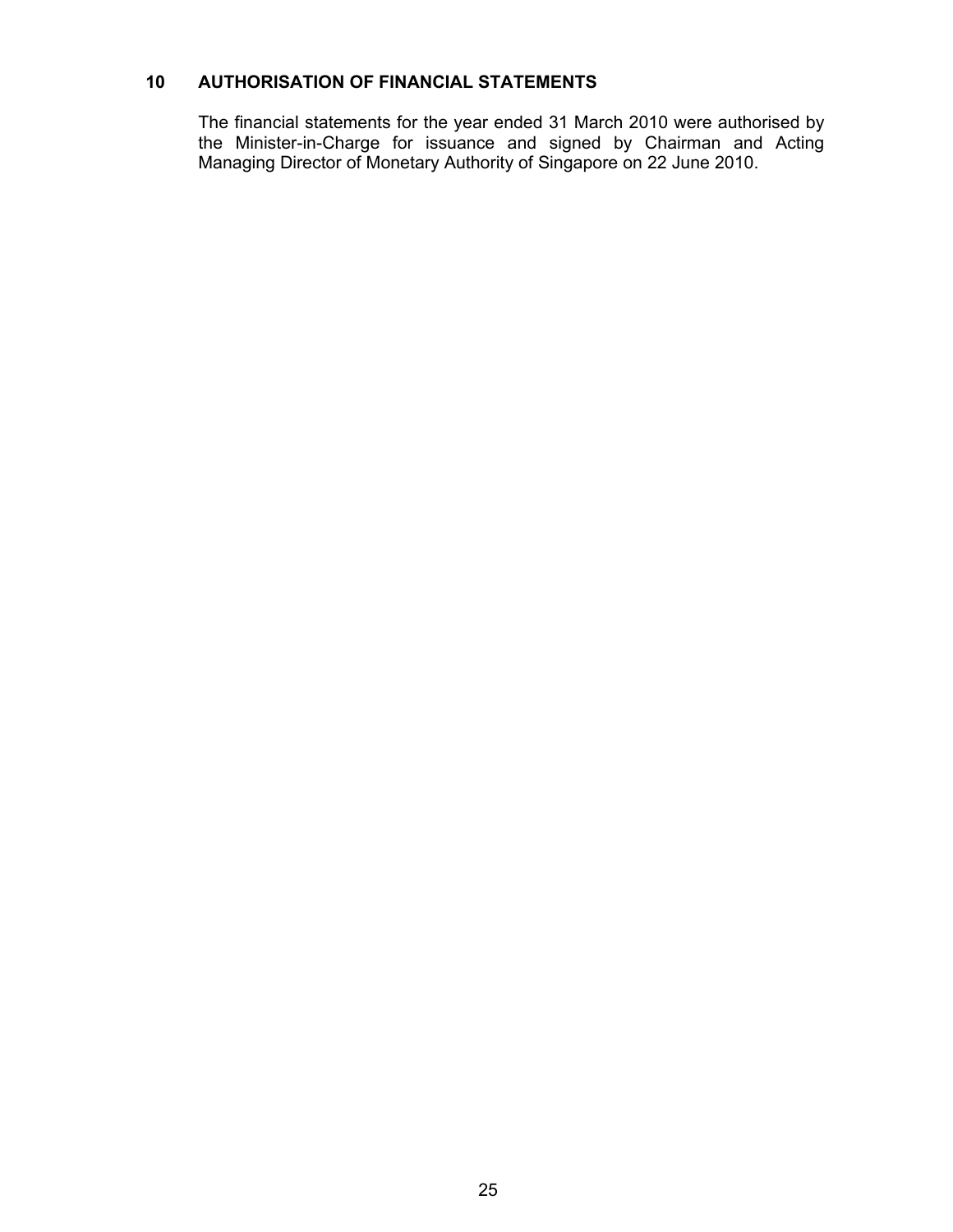## 10 AUTHORISATION OF FINANCIAL STATEMENTS

The financial statements for the year ended 31 March 2010 were authorised by the Minister-in-Charge for issuance and signed by Chairman and Acting Managing Director of Monetary Authority of Singapore on 22 June 2010.